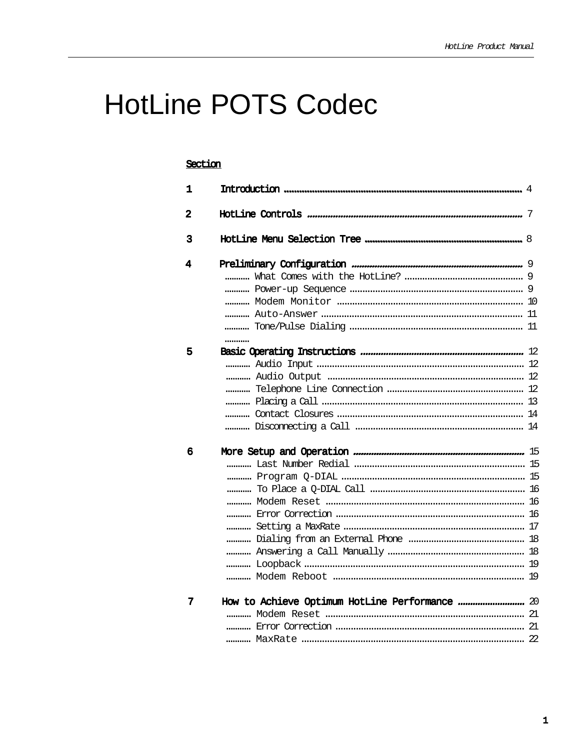# HotLine POTS Codec

**Section**

| | | |
|---|---|---|
| **1** | **Introduction** | 4 |
| **2** | **HotLine Controls** | 7 |
| **3** | **HotLine Menu Selection Tree** | 8 |
| **4** | **Preliminary Configuration** | 9 |
| | What Comes with the HotLine? | 9 |
| | Power-up Sequence | 9 |
| | Modem Monitor | 10 |
| | Auto-Answer | 11 |
| | Tone/Pulse Dialing | 11 |
| **5** | **Basic Operating Instructions** | 12 |
| | Audio Input | 12 |
| | Audio Output | 12 |
| | Telephone Line Connection | 12 |
| | Placing a Call | 13 |
| | Contact Closures | 14 |
| | Disconnecting a Call | 14 |
| **6** | **More Setup and Operation** | 15 |
| | Last Number Redial | 15 |
| | Program Q-DIAL | 15 |
| | To Place a Q-DIAL Call | 16 |
| | Modem Reset | 16 |
| | Error Correction | 16 |
| | Setting a MaxRate | 17 |
| | Dialing from an External Phone | 18 |
| | Answering a Call Manually | 18 |
| | Loopback | 19 |
| | Modem Reboot | 19 |
| **7** | **How to Achieve Optimum HotLine Performance** | 20 |
| | Modem Reset | 21 |
| | Error Correction | 21 |
| | MaxRate | 22 |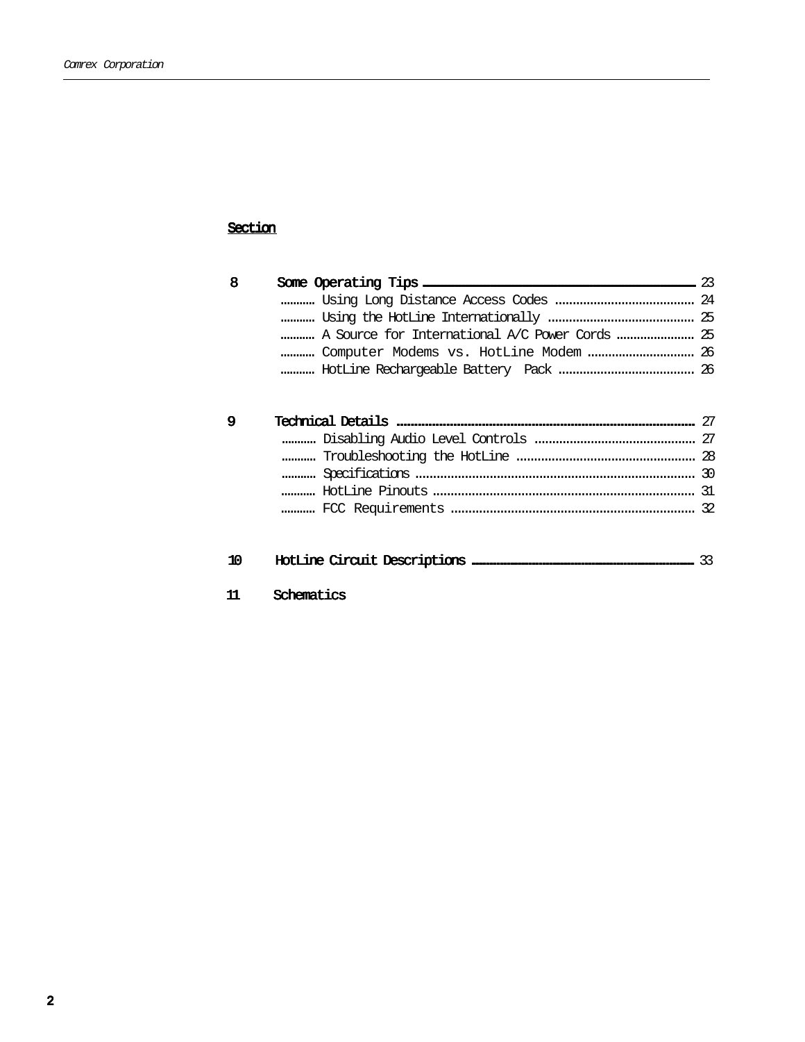**Section**

| | | |
|---|---|---|
| **8** | **Some Operating Tips** | 23 |
| | Using Long Distance Access Codes | 24 |
| | Using the HotLine Internationally | 25 |
| | A Source for International A/C Power Cords | 25 |
| | Computer Modems vs. HotLine Modem | 26 |
| | HotLine Rechargeable Battery Pack | 26 |
| **9** | **Technical Details** | 27 |
| | Disabling Audio Level Controls | 27 |
| | Troubleshooting the HotLine | 28 |
| | Specifications | 30 |
| | HotLine Pinouts | 31 |
| | FCC Requirements | 32 |
| **10** | **HotLine Circuit Descriptions** | 33 |
| **11** | **Schematics** | |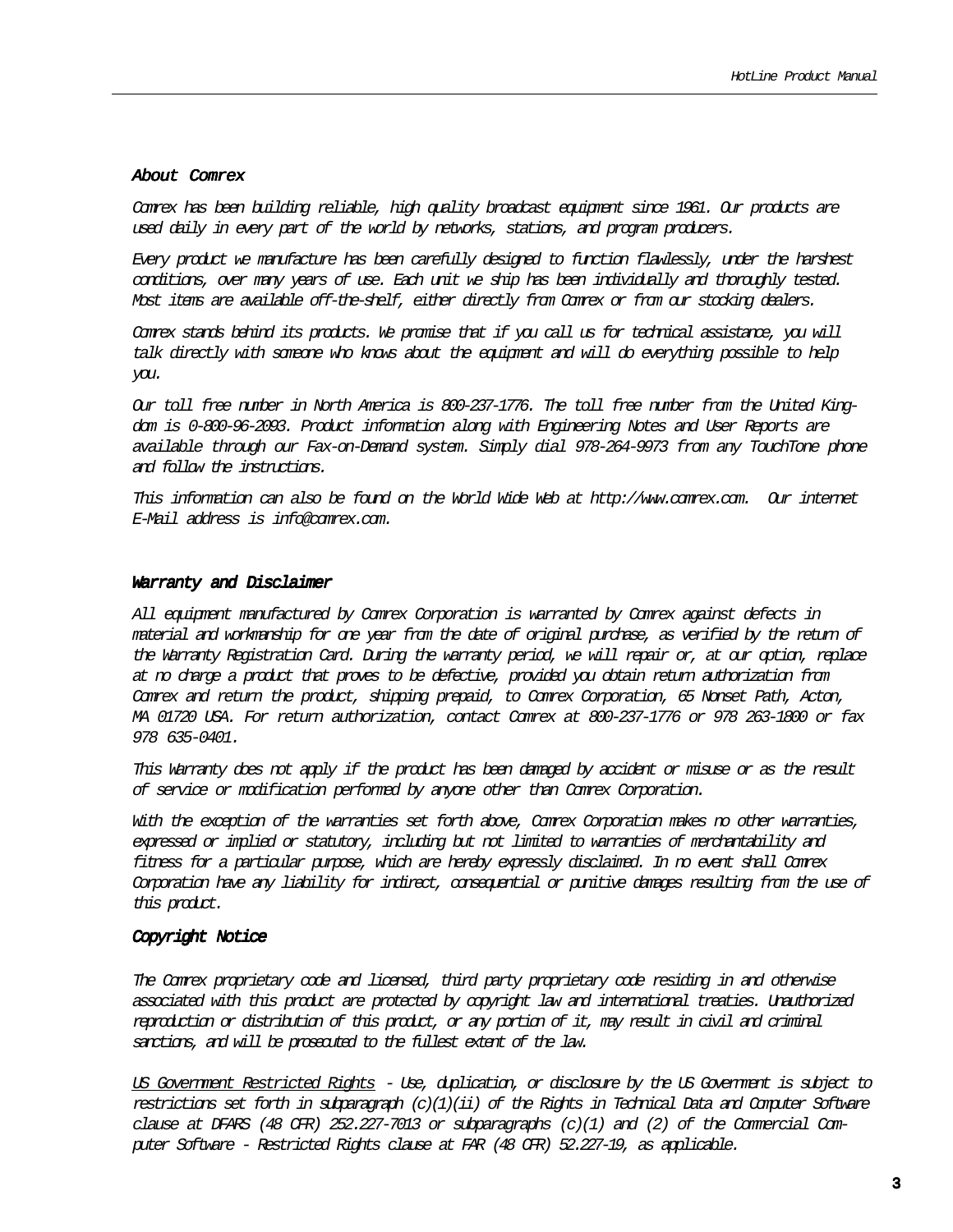## *About Comrex*

*Comrex has been building reliable, high quality broadcast equipment since 1961. Our products are used daily in every part of the world by networks, stations, and program producers.*

*Every product we manufacture has been carefully designed to function flawlessly, under the harshest conditions, over many years of use. Each unit we ship has been individually and thoroughly tested. Most items are available off-the-shelf, either directly from Comrex or from our stocking dealers.*

*Comrex stands behind its products. We promise that if you call us for technical assistance, you will talk directly with someone who knows about the equipment and will do everything possible to help you.*

*Our toll free number in North America is 800-237-1776. The toll free number from the United Kingdom is 0-800-96-2093. Product information along with Engineering Notes and User Reports are available through our Fax-on-Demand system. Simply dial 978-264-9973 from any TouchTone phone and follow the instructions.*

*This information can also be found on the World Wide Web at http://www.comrex.com. Our internet E-Mail address is info@comrex.com.*

## *Warranty and Disclaimer*

*All equipment manufactured by Comrex Corporation is warranted by Comrex against defects in material and workmanship for one year from the date of original purchase, as verified by the return of the Warranty Registration Card. During the warranty period, we will repair or, at our option, replace at no charge a product that proves to be defective, provided you obtain return authorization from Comrex and return the product, shipping prepaid, to Comrex Corporation, 65 Nonset Path, Acton, MA 01720 USA. For return authorization, contact Comrex at 800-237-1776 or 978 263-1800 or fax 978 635-0401.*

*This Warranty does not apply if the product has been damaged by accident or misuse or as the result of service or modification performed by anyone other than Comrex Corporation.*

*With the exception of the warranties set forth above, Comrex Corporation makes no other warranties, expressed or implied or statutory, including but not limited to warranties of merchantability and fitness for a particular purpose, which are hereby expressly disclaimed. In no event shall Comrex Corporation have any liability for indirect, consequential or punitive damages resulting from the use of this product.*

## *Copyright Notice*

*The Comrex proprietary code and licensed, third party proprietary code residing in and otherwise associated with this product are protected by copyright law and international treaties. Unauthorized reproduction or distribution of this product, or any portion of it, may result in civil and criminal sanctions, and will be prosecuted to the fullest extent of the law.*

*US Government Restricted Rights - Use, duplication, or disclosure by the US Government is subject to restrictions set forth in subparagraph (c)(1)(ii) of the Rights in Technical Data and Computer Software clause at DFARS (48 CFR) 252.227-7013 or subparagraphs (c)(1) and (2) of the Commercial Computer Software - Restricted Rights clause at FAR (48 CFR) 52.227-19, as applicable.*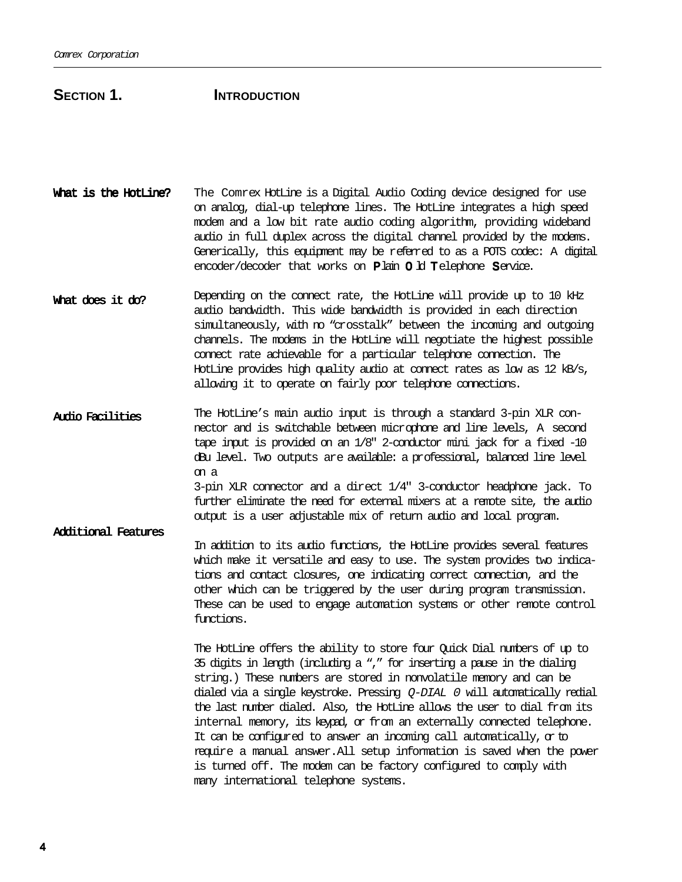# Section 1. Introduction

**What is the HotLine?**

The Comrex HotLine is a Digital Audio Coding device designed for use on analog, dial-up telephone lines. The HotLine integrates a high speed modem and a low bit rate audio coding algorithm, providing wideband audio in full duplex across the digital channel provided by the modems. Generically, this equipment may be referred to as a POTS codec: A digital encoder/decoder that works on **P**lain **O**ld **T**elephone **S**ervice.

**What does it do?**

Depending on the connect rate, the HotLine will provide up to 10 kHz audio bandwidth. This wide bandwidth is provided in each direction simultaneously, with no "crosstalk" between the incoming and outgoing channels. The modems in the HotLine will negotiate the highest possible connect rate achievable for a particular telephone connection. The HotLine provides high quality audio at connect rates as low as 12 kB/s, allowing it to operate on fairly poor telephone connections.

**Audio Facilities**

The HotLine's main audio input is through a standard 3-pin XLR connector and is switchable between microphone and line levels, A second tape input is provided on an 1/8" 2-conductor mini jack for a fixed -10 dBu level. Two outputs are available: a professional, balanced line level on a
3-pin XLR connector and a direct 1/4" 3-conductor headphone jack. To further eliminate the need for external mixers at a remote site, the audio output is a user adjustable mix of return audio and local program.

**Additional Features**

In addition to its audio functions, the HotLine provides several features which make it versatile and easy to use. The system provides two indications and contact closures, one indicating correct connection, and the other which can be triggered by the user during program transmission. These can be used to engage automation systems or other remote control functions.

The HotLine offers the ability to store four Quick Dial numbers of up to 35 digits in length (including a "," for inserting a pause in the dialing string.) These numbers are stored in nonvolatile memory and can be dialed via a single keystroke. Pressing *Q-DIAL 0* will automatically redial the last number dialed. Also, the HotLine allows the user to dial from its internal memory, its keypad, or from an externally connected telephone. It can be configured to answer an incoming call automatically, or to require a manual answer.All setup information is saved when the power is turned off. The modem can be factory configured to comply with many international telephone systems.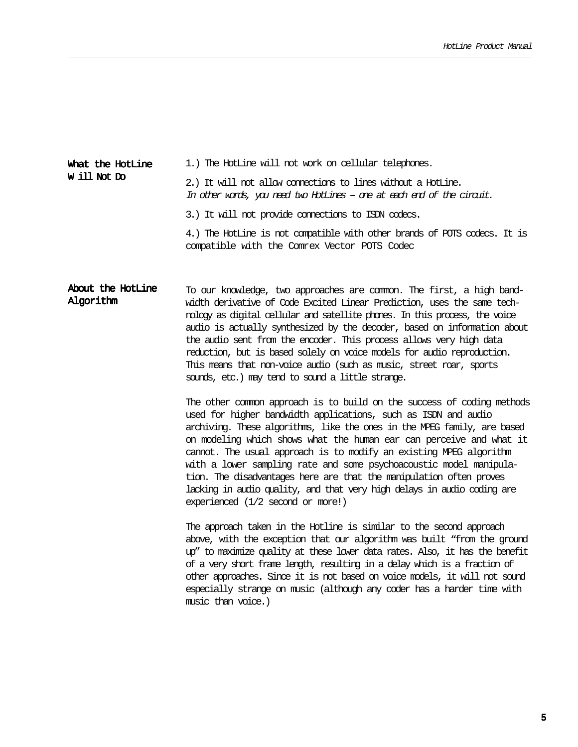## What the HotLine Will Not Do

1.) The HotLine will not work on cellular telephones.

2.) It will not allow connections to lines without a HotLine.
*In other words, you need two HotLines – one at each end of the circuit.*

3.) It will not provide connections to ISDN codecs.

4.) The HotLine is not compatible with other brands of POTS codecs. It is compatible with the Comrex Vector POTS Codec

## About the HotLine Algorithm

To our knowledge, two approaches are common. The first, a high bandwidth derivative of Code Excited Linear Prediction, uses the same technology as digital cellular and satellite phones. In this process, the voice audio is actually synthesized by the decoder, based on information about the audio sent from the encoder. This process allows very high data reduction, but is based solely on voice models for audio reproduction. This means that non-voice audio (such as music, street roar, sports sounds, etc.) may tend to sound a little strange.

The other common approach is to build on the success of coding methods used for higher bandwidth applications, such as ISDN and audio archiving. These algorithms, like the ones in the MPEG family, are based on modeling which shows what the human ear can perceive and what it cannot. The usual approach is to modify an existing MPEG algorithm with a lower sampling rate and some psychoacoustic model manipulation. The disadvantages here are that the manipulation often proves lacking in audio quality, and that very high delays in audio coding are experienced (1/2 second or more!)

The approach taken in the Hotline is similar to the second approach above, with the exception that our algorithm was built "from the ground up" to maximize quality at these lower data rates. Also, it has the benefit of a very short frame length, resulting in a delay which is a fraction of other approaches. Since it is not based on voice models, it will not sound especially strange on music (although any coder has a harder time with music than voice.)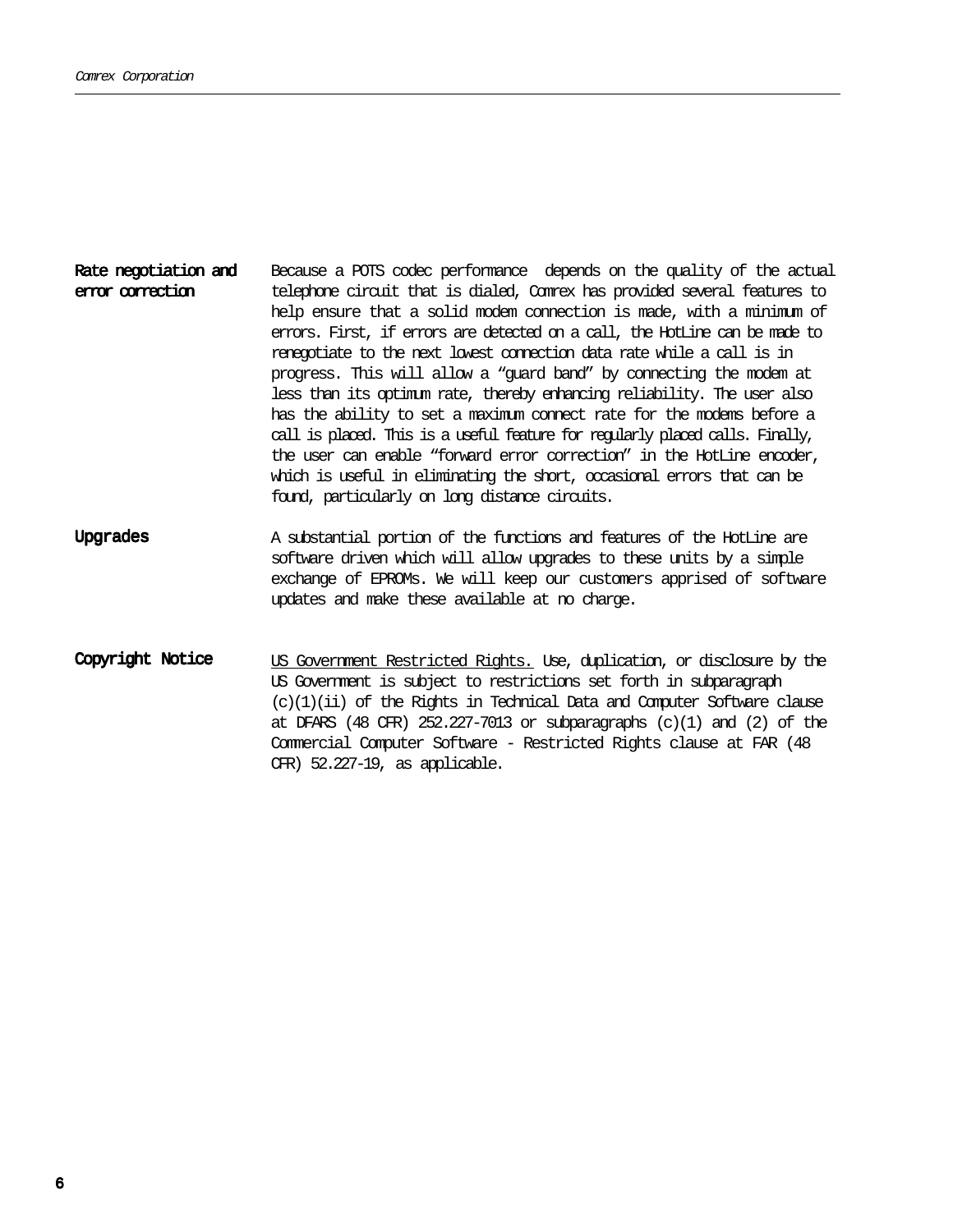**Rate negotiation and error correction**

Because a POTS codec performance depends on the quality of the actual telephone circuit that is dialed, Comrex has provided several features to help ensure that a solid modem connection is made, with a minimum of errors. First, if errors are detected on a call, the HotLine can be made to renegotiate to the next lowest connection data rate while a call is in progress. This will allow a "guard band" by connecting the modem at less than its optimum rate, thereby enhancing reliability. The user also has the ability to set a maximum connect rate for the modems before a call is placed. This is a useful feature for regularly placed calls. Finally, the user can enable "forward error correction" in the HotLine encoder, which is useful in eliminating the short, occasional errors that can be found, particularly on long distance circuits.

**Upgrades**

A substantial portion of the functions and features of the HotLine are software driven which will allow upgrades to these units by a simple exchange of EPROMs. We will keep our customers apprised of software updates and make these available at no charge.

**Copyright Notice**

US Government Restricted Rights. Use, duplication, or disclosure by the US Government is subject to restrictions set forth in subparagraph (c)(1)(ii) of the Rights in Technical Data and Computer Software clause at DFARS (48 CFR) 252.227-7013 or subparagraphs (c)(1) and (2) of the Commercial Computer Software - Restricted Rights clause at FAR (48 CFR) 52.227-19, as applicable.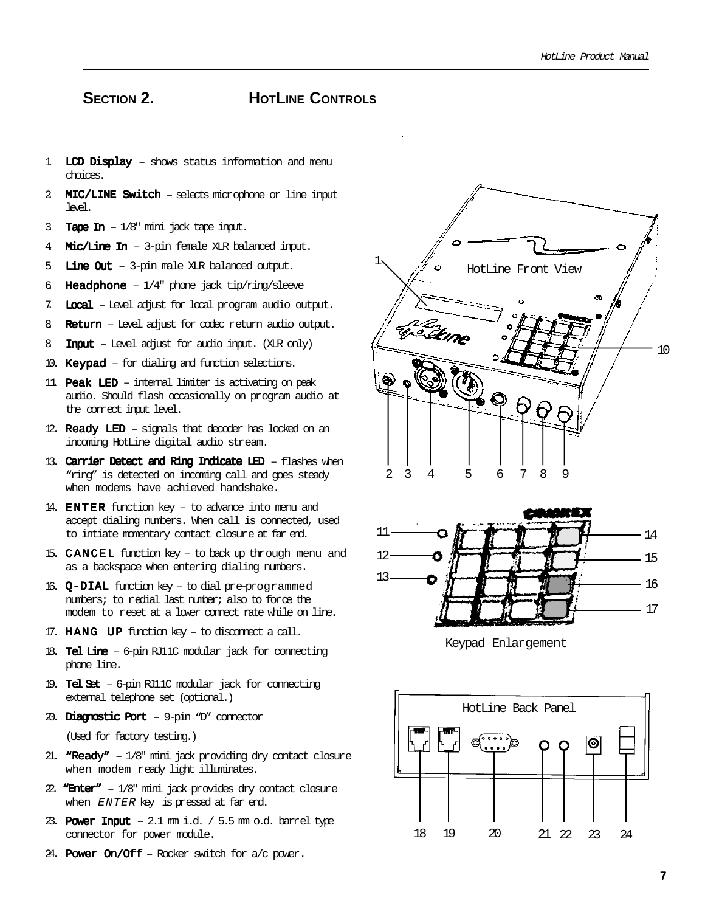## Section 2. HotLine Controls

1. **LCD Display** – shows status information and menu choices.
2. **MIC/LINE Switch** – selects microphone or line input level.
3. **Tape In** – 1/8" mini jack tape input.
4. **Mic/Line In** – 3-pin female XLR balanced input.
5. **Line Out** – 3-pin male XLR balanced output.
6. **Headphone** – 1/4" phone jack tip/ring/sleeve
7. **Local** – Level adjust for local program audio output.
8. **Return** – Level adjust for codec return audio output.
8. **Input** – Level adjust for audio input. (XLR only)
10. **Keypad** – for dialing and function selections.
11. **Peak LED** – internal limiter is activating on peak audio. Should flash occasionally on program audio at the correct input level.
12. **Ready LED** – signals that decoder has locked on an incoming HotLine digital audio stream.
13. **Carrier Detect and Ring Indicate LED** – flashes when "ring" is detected on incoming call and goes steady when modems have achieved handshake.
14. **ENTER** function key – to advance into menu and accept dialing numbers. When call is connected, used to intiate momentary contact closure at far end.
15. **CANCEL** function key – to back up through menu and as a backspace when entering dialing numbers.
16. **Q-DIAL** function key – to dial pre-programmed numbers; to redial last number; also to force the modem to reset at a lower connect rate while on line.
17. **HANG UP** function key – to disconnect a call.
18. **Tel Line** – 6-pin RJ11C modular jack for connecting phone line.
19. **Tel Set** – 6-pin RJ11C modular jack for connecting external telephone set (optional.)
20. **Diagnostic Port** – 9-pin "D" connector

    (Used for factory testing.)
21. **"Ready"** – 1/8" mini jack providing dry contact closure when modem ready light illuminates.
22. **"Enter"** – 1/8" mini jack provides dry contact closure when *ENTER* key is pressed at far end.
23. **Power Input** – 2.1 mm i.d. / 5.5 mm o.d. barrel type connector for power module.
24. **Power On/Off** – Rocker switch for a/c power.

HotLine Front View

Keypad Enlargement

HotLine Back Panel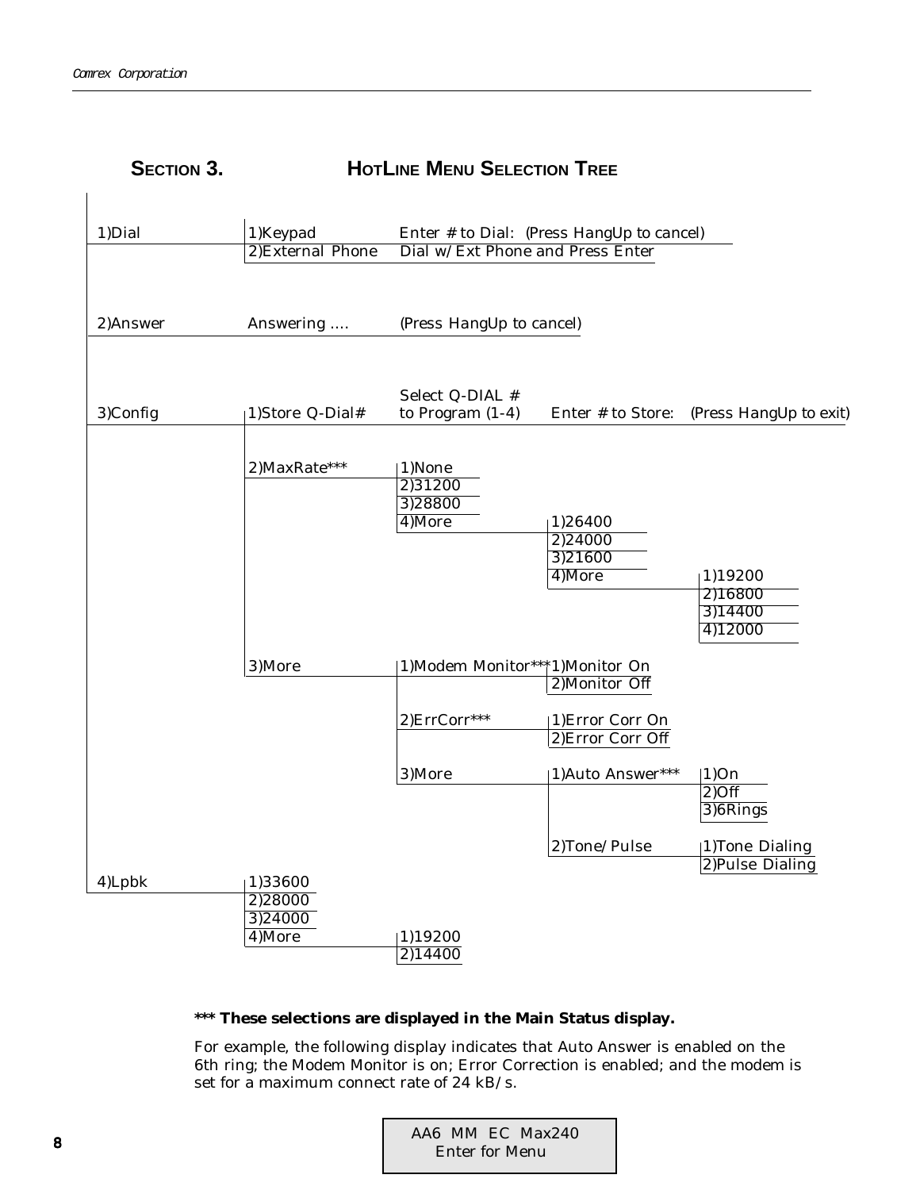## SECTION 3. HOTLINE MENU SELECTION TREE

- 1)Dial
  - 1)Keypad — Enter # to Dial: (Press HangUp to cancel)
  - 2)External Phone — Dial w/Ext Phone and Press Enter
- 2)Answer
  - Answering .... — (Press HangUp to cancel)
- 3)Config
  - 1)Store Q-Dial# — Select Q-DIAL # to Program (1-4) — Enter # to Store: (Press HangUp to exit)
  - 2)MaxRate***
    - 1)None
    - 2)31200
    - 3)28800
    - 4)More
      - 1)26400
      - 2)24000
      - 3)21600
      - 4)More
        - 1)19200
        - 2)16800
        - 3)14400
        - 4)12000
  - 3)More
    - 1)Modem Monitor***
      - 1)Monitor On
      - 2)Monitor Off
    - 2)ErrCorr***
      - 1)Error Corr On
      - 2)Error Corr Off
    - 3)More
      - 1)Auto Answer***
        - 1)On
        - 2)Off
        - 3)6Rings
      - 2)Tone/Pulse
        - 1)Tone Dialing
        - 2)Pulse Dialing
- 4)Lpbk
  - 1)33600
  - 2)28000
  - 3)24000
  - 4)More
    - 1)19200
    - 2)14400

**\*\*\* These selections are displayed in the Main Status display.**

For example, the following display indicates that Auto Answer is enabled on the 6th ring; the Modem Monitor is on; Error Correction is enabled; and the modem is set for a maximum connect rate of 24 kB/s.

```
AA6 MM EC Max240
 Enter for Menu
```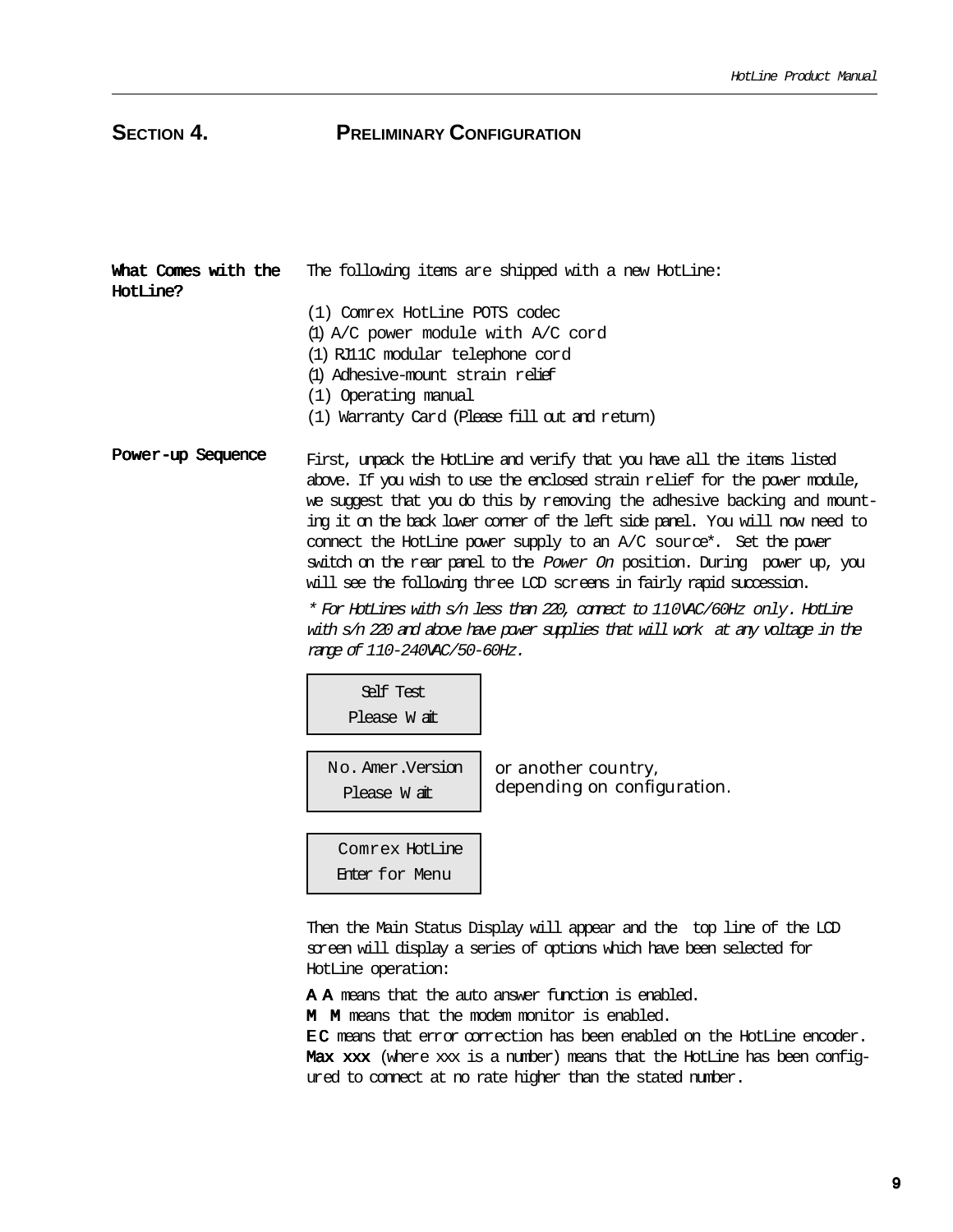## SECTION 4. PRELIMINARY CONFIGURATION

**What Comes with the HotLine?**

The following items are shipped with a new HotLine:

(1) Comrex HotLine POTS codec
(1) A/C power module with A/C cord
(1) RJ11C modular telephone cord
(1) Adhesive-mount strain relief
(1) Operating manual
(1) Warranty Card (Please fill out and return)

**Power-up Sequence**

First, unpack the HotLine and verify that you have all the items listed above. If you wish to use the enclosed strain relief for the power module, we suggest that you do this by removing the adhesive backing and mounting it on the back lower corner of the left side panel. You will now need to connect the HotLine power supply to an A/C source*. Set the power switch on the rear panel to the *Power On* position. During power up, you will see the following three LCD screens in fairly rapid succession.

*\* For HotLines with s/n less than 220, connect to 110VAC/60Hz only. HotLine with s/n 220 and above have power supplies that will work at any voltage in the range of 110-240VAC/50-60Hz.*

```
Self Test
Please Wait
```

```
No. Amer.Version
Please Wait
```

or another country, depending on configuration.

```
Comrex HotLine
Enter for Menu
```

Then the Main Status Display will appear and the top line of the LCD screen will display a series of options which have been selected for HotLine operation:

**A A** means that the auto answer function is enabled.
**M M** means that the modem monitor is enabled.
**E C** means that error correction has been enabled on the HotLine encoder.
**Max xxx** (where xxx is a number) means that the HotLine has been configured to connect at no rate higher than the stated number.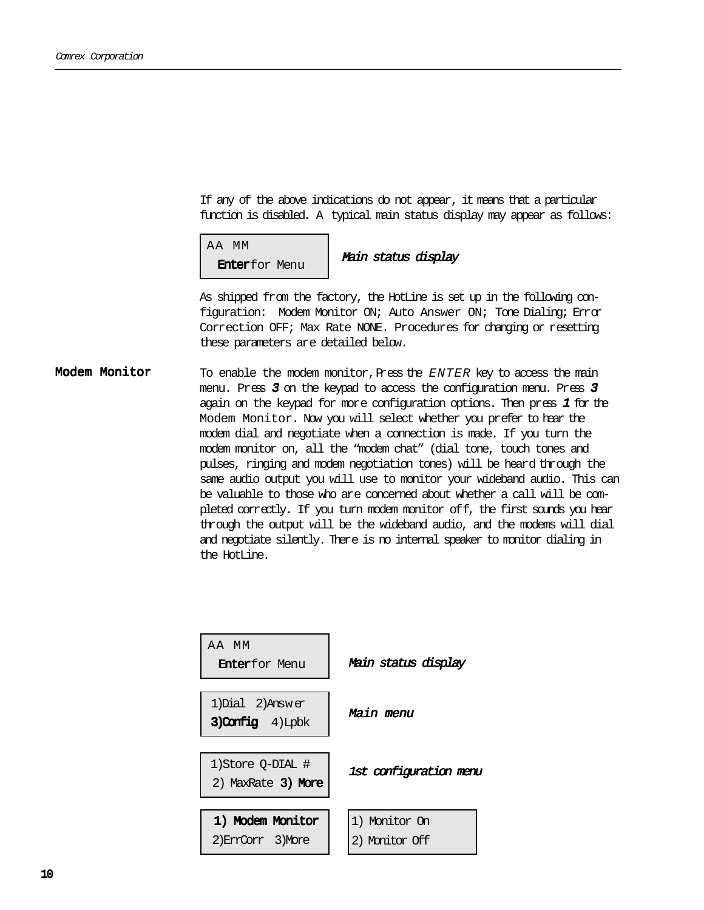If any of the above indications do not appear, it means that a particular function is disabled. A typical main status display may appear as follows:

```
AA MM
  Enter for Menu
```

***Main status display***

As shipped from the factory, the HotLine is set up in the following configuration: Modem Monitor ON; Auto Answer ON; Tone Dialing; Error Correction OFF; Max Rate NONE. Procedures for changing or resetting these parameters are detailed below.

## Modem Monitor

To enable the modem monitor, Press the *ENTER* key to access the main menu. Press ***3*** on the keypad to access the configuration menu. Press ***3*** again on the keypad for more configuration options. Then press ***1*** for the Modem Monitor. Now you will select whether you prefer to hear the modem dial and negotiate when a connection is made. If you turn the modem monitor on, all the "modem chat" (dial tone, touch tones and pulses, ringing and modem negotiation tones) will be heard through the same audio output you will use to monitor your wideband audio. This can be valuable to those who are concerned about whether a call will be completed correctly. If you turn modem monitor off, the first sounds you hear through the output will be the wideband audio, and the modems will dial and negotiate silently. There is no internal speaker to monitor dialing in the HotLine.

```
AA MM
  Enter for Menu
```

***Main status display***

```
1)Dial  2)Answer
3)Config  4)Lpbk
```

***Main menu***

```
1)Store Q-DIAL #
2) MaxRate 3) More
```

***1st configuration menu***

```
1) Modem Monitor
2)ErrCorr  3)More
```

```
1) Monitor On
2) Monitor Off
```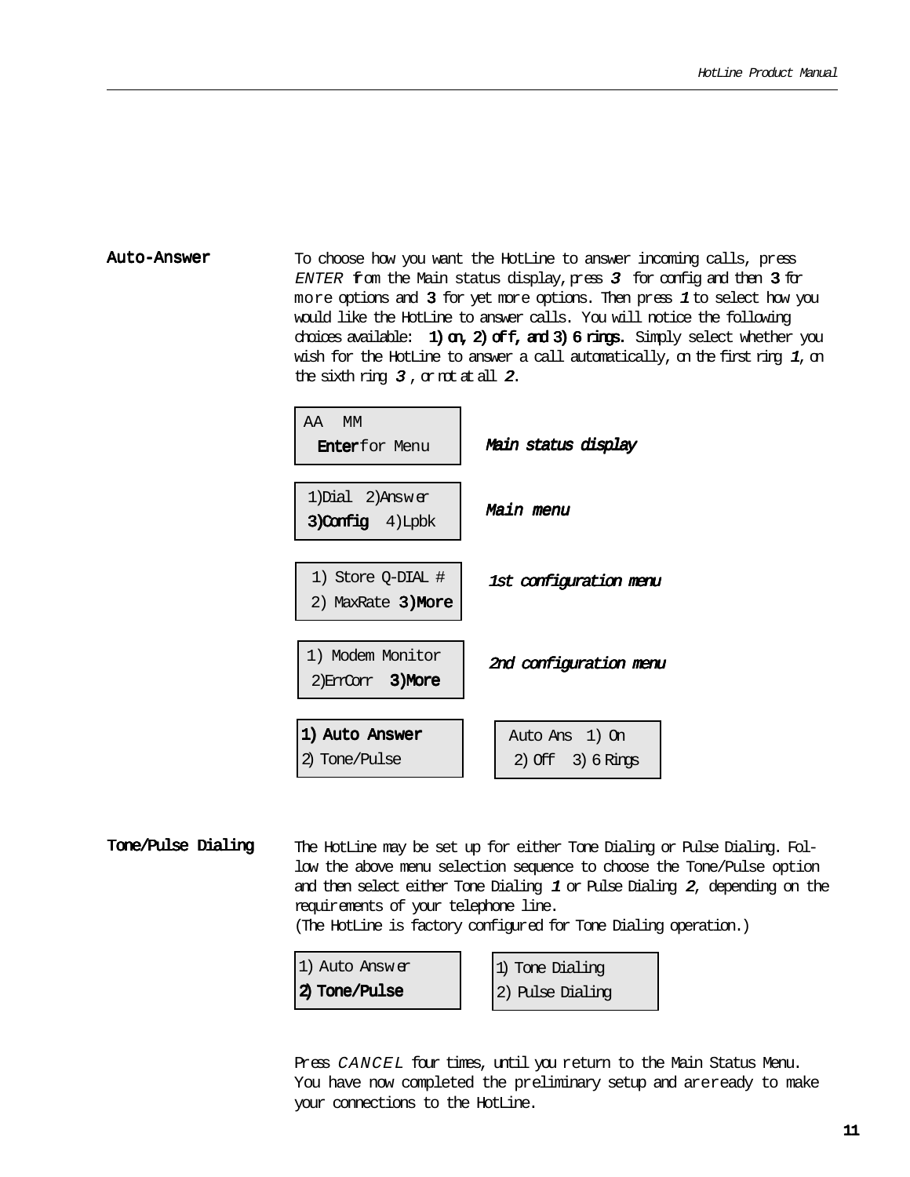## Auto-Answer

To choose how you want the HotLine to answer incoming calls, press *ENTER* from the Main status display, press ***3*** for config and then **3** for more options and **3** for yet more options. Then press ***1*** to select how you would like the HotLine to answer calls. You will notice the following choices available: **1) on, 2) off, and 3) 6 rings**. Simply select whether you wish for the HotLine to answer a call automatically, on the first ring ***1***, on the sixth ring ***3*** , or not at all ***2***.

```
AA   MM
  Enter for Menu
```

***Main status display***

```
1)Dial  2)Answer
3)Config  4)Lpbk
```

***Main menu***

```
1) Store Q-DIAL #
2) MaxRate 3)More
```

***1st configuration menu***

```
1) Modem Monitor
2)ErrCorr  3)More
```

***2nd configuration menu***

```
1) Auto Answer
2) Tone/Pulse
```

```
Auto Ans  1) On
 2) Off   3) 6 Rings
```

## Tone/Pulse Dialing

The HotLine may be set up for either Tone Dialing or Pulse Dialing. Follow the above menu selection sequence to choose the Tone/Pulse option and then select either Tone Dialing ***1*** or Pulse Dialing ***2***, depending on the requirements of your telephone line.
(The HotLine is factory configured for Tone Dialing operation.)

```
1) Auto Answer
2) Tone/Pulse
```

```
1) Tone Dialing
2) Pulse Dialing
```

Press *CANCEL* four times, until you return to the Main Status Menu. You have now completed the preliminary setup and are ready to make your connections to the HotLine.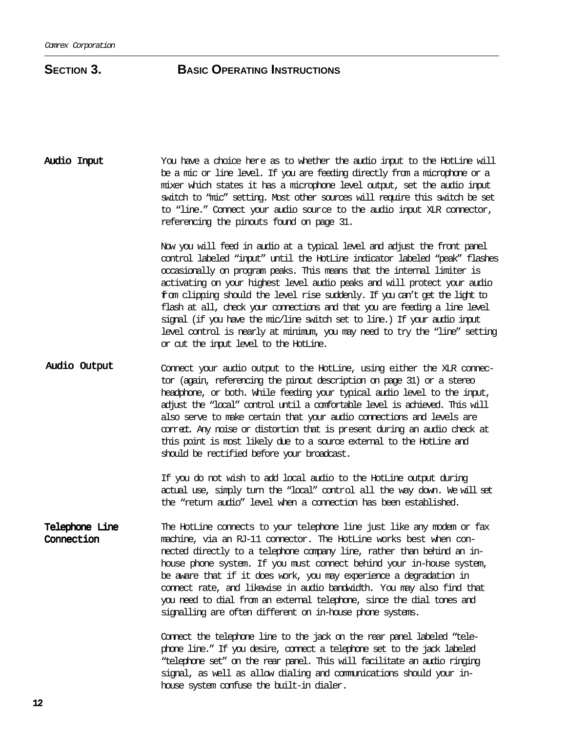# SECTION 3. BASIC OPERATING INSTRUCTIONS

**Audio Input**

You have a choice here as to whether the audio input to the HotLine will be a mic or line level. If you are feeding directly from a microphone or a mixer which states it has a microphone level output, set the audio input switch to "mic" setting. Most other sources will require this switch be set to "line." Connect your audio source to the audio input XLR connector, referencing the pinouts found on page 31.

Now you will feed in audio at a typical level and adjust the front panel control labeled "input" until the HotLine indicator labeled "peak" flashes occasionally on program peaks. This means that the internal limiter is activating on your highest level audio peaks and will protect your audio from clipping should the level rise suddenly. If you can't get the light to flash at all, check your connections and that you are feeding a line level signal (if you have the mic/line switch set to line.) If your audio input level control is nearly at minimum, you may need to try the "line" setting or cut the input level to the HotLine.

**Audio Output**

Connect your audio output to the HotLine, using either the XLR connector (again, referencing the pinout description on page 31) or a stereo headphone, or both. While feeding your typical audio level to the input, adjust the "local" control until a comfortable level is achieved. This will also serve to make certain that your audio connections and levels are correct. Any noise or distortion that is present during an audio check at this point is most likely due to a source external to the HotLine and should be rectified before your broadcast.

If you do not wish to add local audio to the HotLine output during actual use, simply turn the "local" control all the way down. We will set the "return audio" level when a connection has been established.

**Telephone Line Connection**

The HotLine connects to your telephone line just like any modem or fax machine, via an RJ-11 connector. The HotLine works best when connected directly to a telephone company line, rather than behind an in-house phone system. If you must connect behind your in-house system, be aware that if it does work, you may experience a degradation in connect rate, and likewise in audio bandwidth. You may also find that you need to dial from an external telephone, since the dial tones and signalling are often different on in-house phone systems.

Connect the telephone line to the jack on the rear panel labeled "telephone line." If you desire, connect a telephone set to the jack labeled "telephone set" on the rear panel. This will facilitate an audio ringing signal, as well as allow dialing and communications should your in-house system confuse the built-in dialer.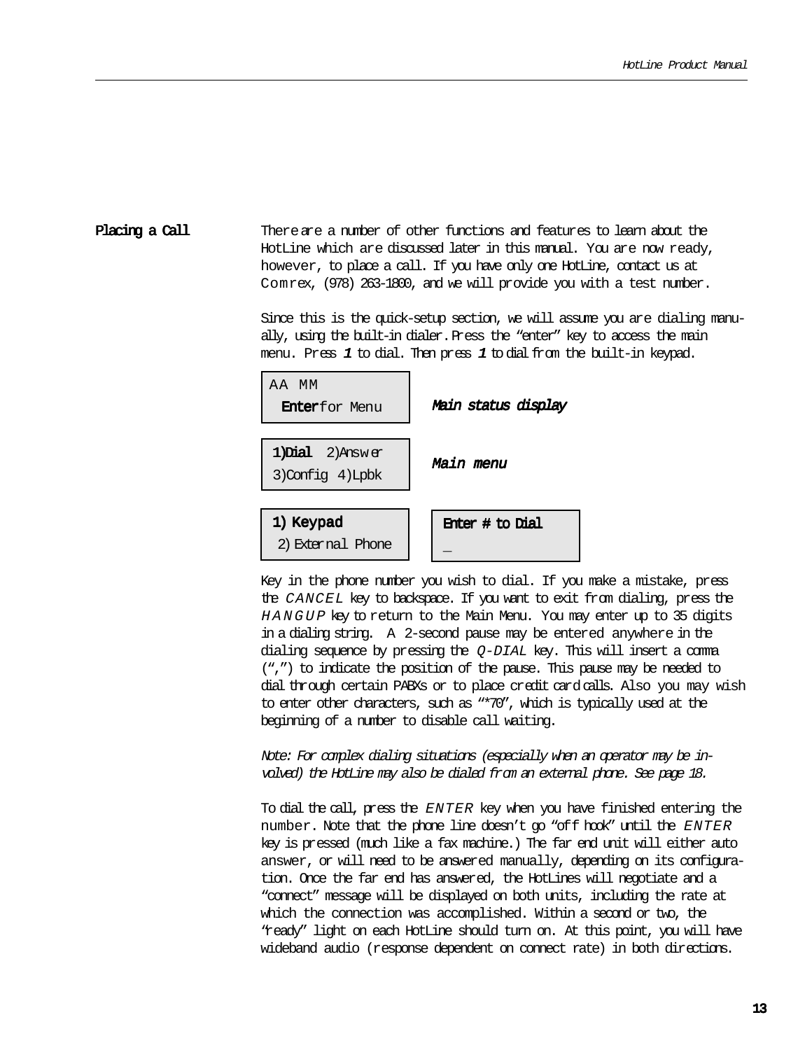## Placing a Call

There are a number of other functions and features to learn about the HotLine which are discussed later in this manual. You are now ready, however, to place a call. If you have only one HotLine, contact us at Comrex, (978) 263-1800, and we will provide you with a test number.

Since this is the quick-setup section, we will assume you are dialing manually, using the built-in dialer. Press the "enter" key to access the main menu. Press ***1*** to dial. Then press ***1*** to dial from the built-in keypad.

```
AA MM
 Enter for Menu
```

***Main status display***

```
1)Dial  2)Answer
3)Config  4)Lpbk
```

***Main menu***

```
1) Keypad
 2) External Phone
```

```
Enter # to Dial
_
```

Key in the phone number you wish to dial. If you make a mistake, press the *CANCEL* key to backspace. If you want to exit from dialing, press the *HANGUP* key to return to the Main Menu. You may enter up to 35 digits in a dialing string. A 2-second pause may be entered anywhere in the dialing sequence by pressing the *Q-DIAL* key. This will insert a comma (",") to indicate the position of the pause. This pause may be needed to dial through certain PABXs or to place credit card calls. Also you may wish to enter other characters, such as "*70", which is typically used at the beginning of a number to disable call waiting.

*Note: For complex dialing situations (especially when an operator may be involved) the HotLine may also be dialed from an external phone. See page 18.*

To dial the call, press the *ENTER* key when you have finished entering the number. Note that the phone line doesn't go "off hook" until the *ENTER* key is pressed (much like a fax machine.) The far end unit will either auto answer, or will need to be answered manually, depending on its configuration. Once the far end has answered, the HotLines will negotiate and a "connect" message will be displayed on both units, including the rate at which the connection was accomplished. Within a second or two, the "ready" light on each HotLine should turn on. At this point, you will have wideband audio (response dependent on connect rate) in both directions.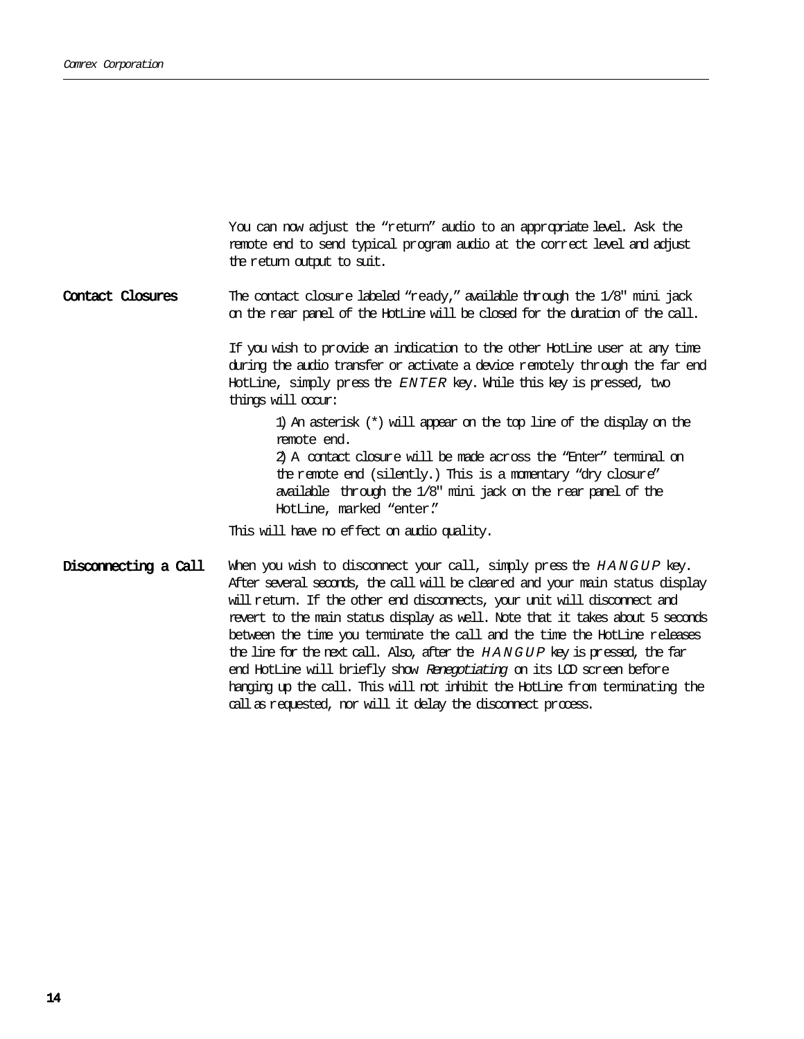You can now adjust the "return" audio to an appropriate level. Ask the remote end to send typical program audio at the correct level and adjust the return output to suit.

**Contact Closures**

The contact closure labeled "ready," available through the 1/8" mini jack on the rear panel of the HotLine will be closed for the duration of the call.

If you wish to provide an indication to the other HotLine user at any time during the audio transfer or activate a device remotely through the far end HotLine, simply press the *ENTER* key. While this key is pressed, two things will occur:

1) An asterisk (*) will appear on the top line of the display on the remote end.
2) A contact closure will be made across the "Enter" terminal on the remote end (silently.) This is a momentary "dry closure" available through the 1/8" mini jack on the rear panel of the HotLine, marked "enter."

This will have no effect on audio quality.

**Disconnecting a Call**

When you wish to disconnect your call, simply press the *HANGUP* key. After several seconds, the call will be cleared and your main status display will return. If the other end disconnects, your unit will disconnect and revert to the main status display as well. Note that it takes about 5 seconds between the time you terminate the call and the time the HotLine releases the line for the next call. Also, after the *HANGUP* key is pressed, the far end HotLine will briefly show *Renegotiating* on its LCD screen before hanging up the call. This will not inhibit the HotLine from terminating the call as requested, nor will it delay the disconnect process.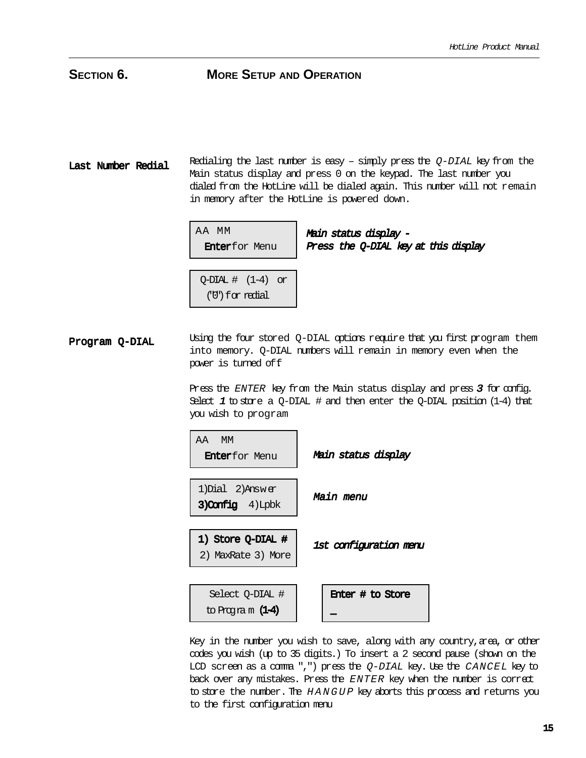## SECTION 6. MORE SETUP AND OPERATION

**Last Number Redial**

Redialing the last number is easy – simply press the *Q-DIAL* key from the Main status display and press 0 on the keypad. The last number you dialed from the HotLine will be dialed again. This number will not remain in memory after the HotLine is powered down.

```
AA MM
  Enter for Menu
```

***Main status display - Press the Q-DIAL key at this display***

```
Q-DIAL # (1-4) or
("0") for redial
```

**Program Q-DIAL**

Using the four stored Q-DIAL options require that you first program them into memory. Q-DIAL numbers will remain in memory even when the power is turned off

Press the *ENTER* key from the Main status display and press ***3*** for config. Select ***1*** to store a Q-DIAL # and then enter the Q-DIAL position (1-4) that you wish to program

```
AA  MM
  Enter for Menu
```

***Main status display***

```
1)Dial  2)Answer
3)Config  4)Lpbk
```

***Main menu***

```
1) Store Q-DIAL #
2) MaxRate 3) More
```

***1st configuration menu***

```
Select Q-DIAL #
to Program (1-4)
```

```
Enter # to Store
_
```

Key in the number you wish to save, along with any country, area, or other codes you wish (up to 35 digits.) To insert a 2 second pause (shown on the LCD screen as a comma ",") press the *Q-DIAL* key. Use the *CANCEL* key to back over any mistakes. Press the *ENTER* key when the number is correct to store the number. The *HANGUP* key aborts this process and returns you to the first configuration menu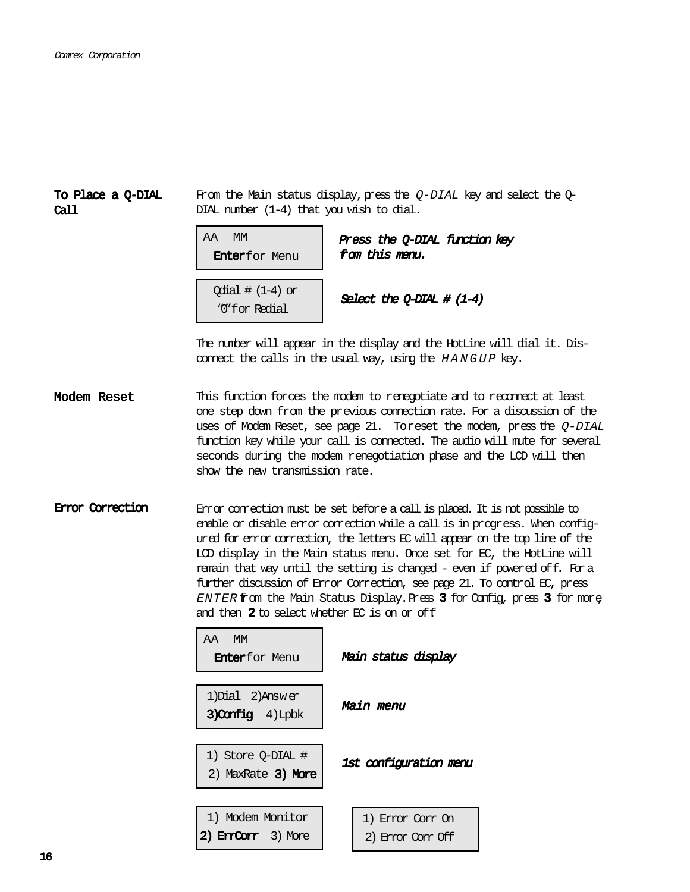## To Place a Q-DIAL Call

From the Main status display, press the *Q-DIAL* key and select the Q-DIAL number (1-4) that you wish to dial.

```
AA   MM
 Enter for Menu
```

***Press the Q-DIAL function key from this menu.***

```
Qdial # (1-4) or
 '0' for Redial
```

***Select the Q-DIAL # (1-4)***

The number will appear in the display and the HotLine will dial it. Disconnect the calls in the usual way, using the *HANGUP* key.

## Modem Reset

This function forces the modem to renegotiate and to reconnect at least one step down from the previous connection rate. For a discussion of the uses of Modem Reset, see page 21. To reset the modem, press the *Q-DIAL* function key while your call is connected. The audio will mute for several seconds during the modem renegotiation phase and the LCD will then show the new transmission rate.

## Error Correction

Error correction must be set before a call is placed. It is not possible to enable or disable error correction while a call is in progress. When configured for error correction, the letters EC will appear on the top line of the LCD display in the Main status menu. Once set for EC, the HotLine will remain that way until the setting is changed - even if powered off. For a further discussion of Error Correction, see page 21. To control EC, press *ENTER* from the Main Status Display. Press **3** for Config, press **3** for more, and then **2** to select whether EC is on or off

```
AA   MM
 Enter for Menu
```

***Main status display***

```
1)Dial  2)Answer
3)Config  4)Lpbk
```

***Main menu***

```
1) Store Q-DIAL #
2) MaxRate  3) More
```

***1st configuration menu***

```
1) Modem Monitor
2) ErrCorr  3) More
```

```
1) Error Corr On
2) Error Corr Off
```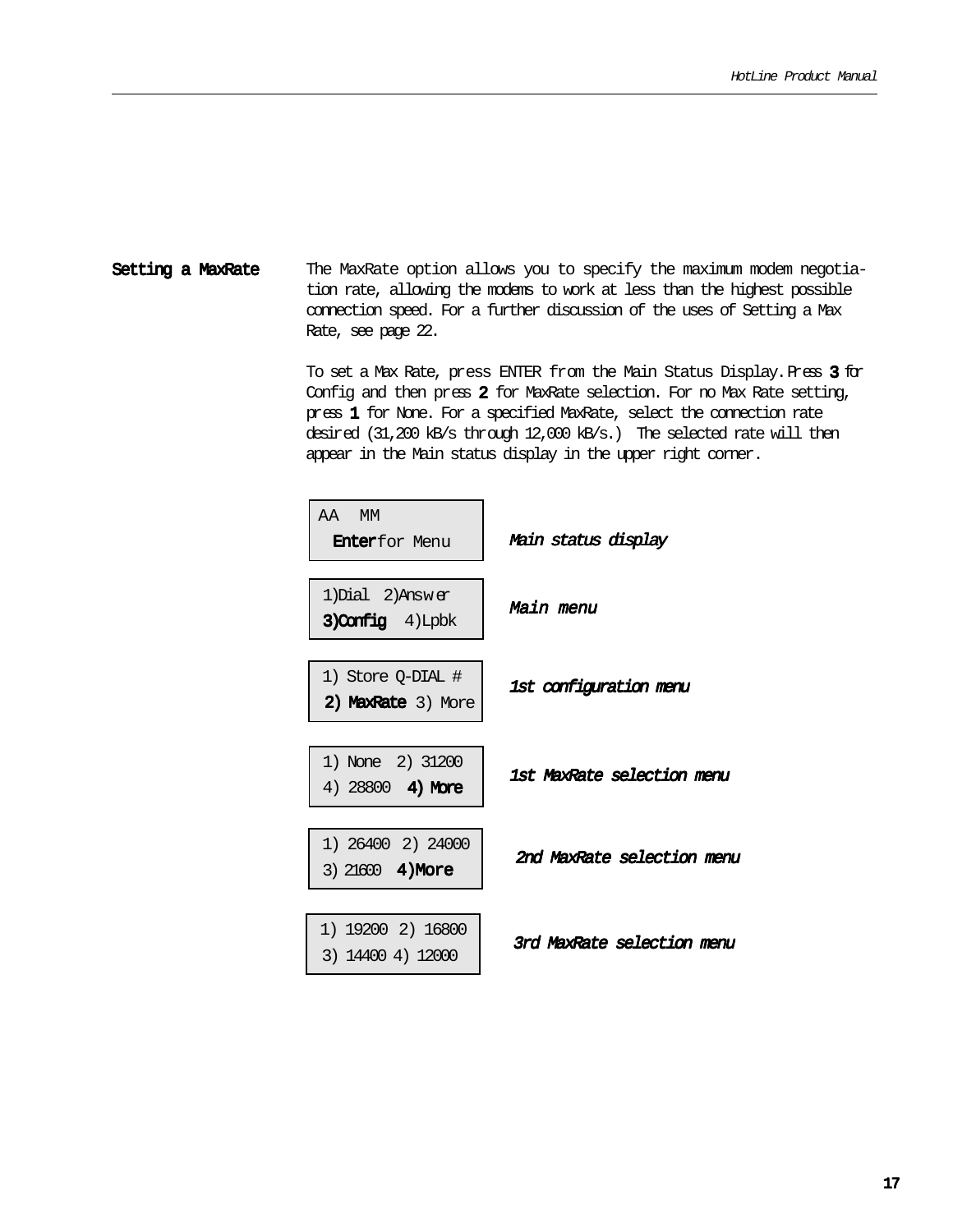## Setting a MaxRate

The MaxRate option allows you to specify the maximum modem negotiation rate, allowing the modems to work at less than the highest possible connection speed. For a further discussion of the uses of Setting a Max Rate, see page 22.

To set a Max Rate, press ENTER from the Main Status Display. Press **3** for Config and then press **2** for MaxRate selection. For no Max Rate setting, press **1** for None. For a specified MaxRate, select the connection rate desired (31,200 kB/s through 12,000 kB/s.) The selected rate will then appear in the Main status display in the upper right corner.

| Display | Description |
|---|---|
| AA MM<br>**Enter** for Menu | *Main status display* |
| 1)Dial 2)Answer<br>**3)Config** 4)Lpbk | *Main menu* |
| 1) Store Q-DIAL #<br>**2) MaxRate** 3) More | *1st configuration menu* |
| 1) None 2) 31200<br>4) 28800 **4) More** | *1st MaxRate selection menu* |
| 1) 26400 2) 24000<br>3) 21600 **4)More** | *2nd MaxRate selection menu* |
| 1) 19200 2) 16800<br>3) 14400 4) 12000 | *3rd MaxRate selection menu* |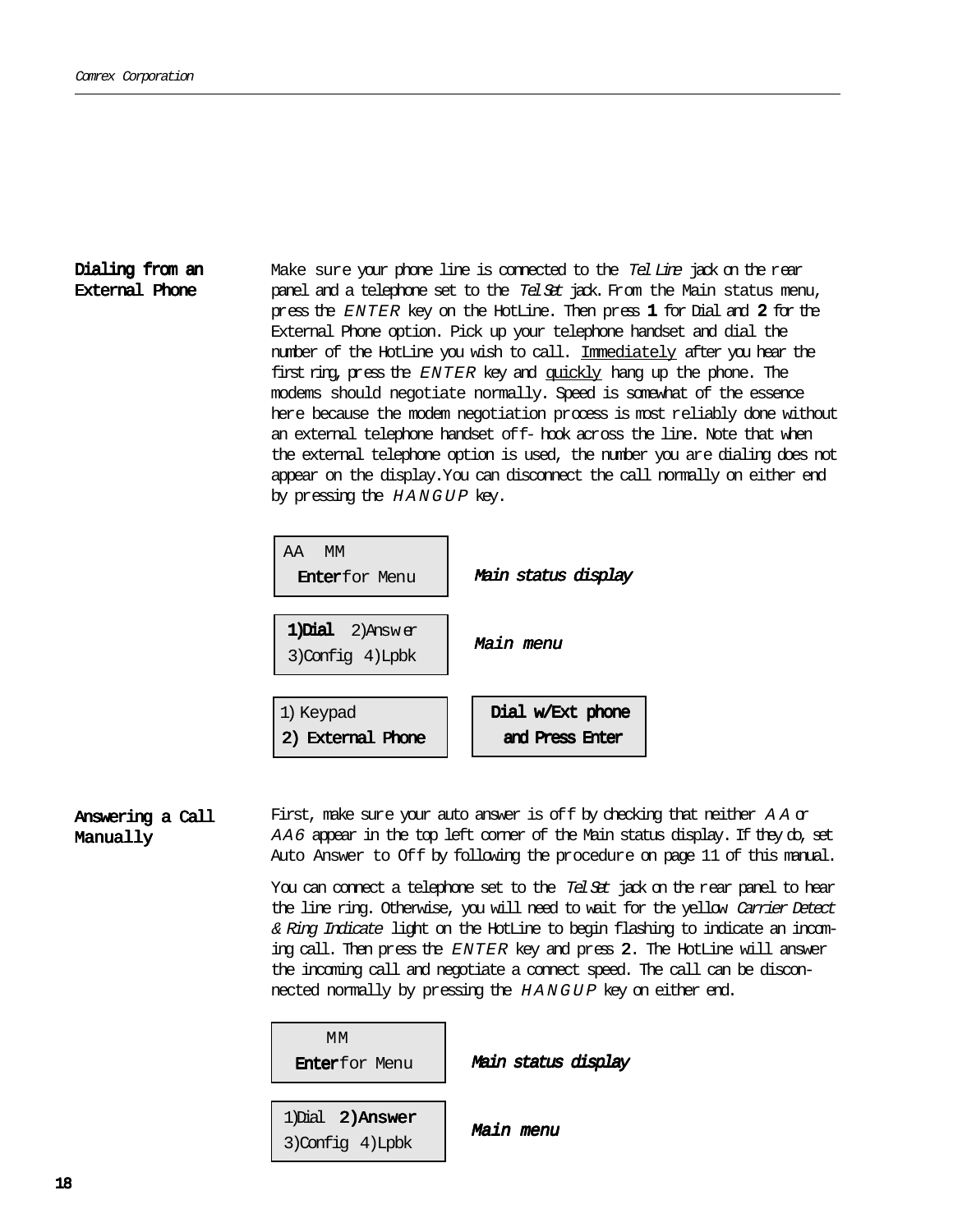## Dialing from an External Phone

Make sure your phone line is connected to the *Tel Line* jack on the rear panel and a telephone set to the *Tel Set* jack. From the Main status menu, press the ENTER key on the HotLine. Then press **1** for Dial and **2** for the External Phone option. Pick up your telephone handset and dial the number of the HotLine you wish to call. Immediately after you hear the first ring, press the ENTER key and quickly hang up the phone. The modems should negotiate normally. Speed is somewhat of the essence here because the modem negotiation process is most reliably done without an external telephone handset off-hook across the line. Note that when the external telephone option is used, the number you are dialing does not appear on the display.You can disconnect the call normally on either end by pressing the HANGUP key.

```
AA  MM
 Enter for Menu
```
***Main status display***

```
1)Dial  2)Answer
3)Config 4)Lpbk
```
***Main menu***

```
1) Keypad
2) External Phone
```

```
Dial w/Ext phone
 and Press Enter
```

## Answering a Call Manually

First, make sure your auto answer is off by checking that neither *AA* or *AA6* appear in the top left corner of the Main status display. If they do, set Auto Answer to Off by following the procedure on page 11 of this manual.

You can connect a telephone set to the *Tel Set* jack on the rear panel to hear the line ring. Otherwise, you will need to wait for the yellow *Carrier Detect & Ring Indicate* light on the HotLine to begin flashing to indicate an incoming call. Then press the ENTER key and press **2**. The HotLine will answer the incoming call and negotiate a connect speed. The call can be disconnected normally by pressing the HANGUP key on either end.

```
    MM
 Enter for Menu
```
***Main status display***

```
1)Dial  2)Answer
3)Config 4)Lpbk
```
***Main menu***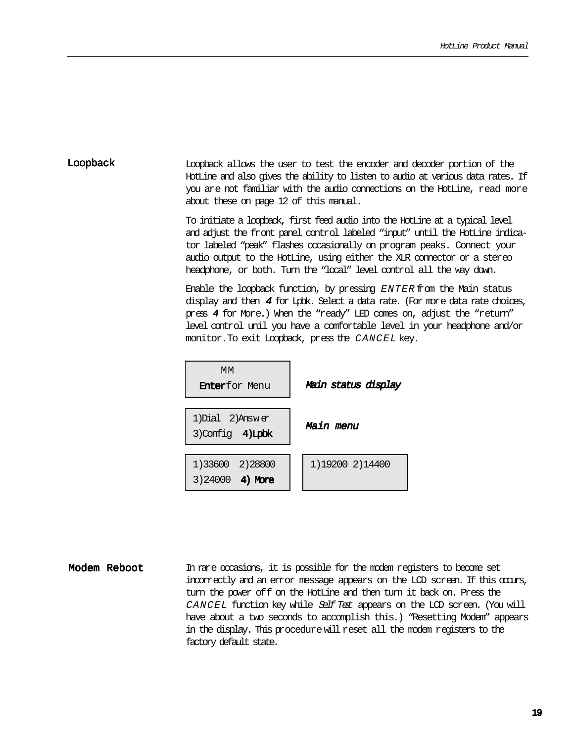## Loopback

Loopback allows the user to test the encoder and decoder portion of the HotLine and also gives the ability to listen to audio at various data rates. If you are not familiar with the audio connections on the HotLine, read more about these on page 12 of this manual.

To initiate a loopback, first feed audio into the HotLine at a typical level and adjust the front panel control labeled "input" until the HotLine indicator labeled "peak" flashes occasionally on program peaks. Connect your audio output to the HotLine, using either the XLR connector or a stereo headphone, or both. Turn the "local" level control all the way down.

Enable the loopback function, by pressing *ENTER* from the Main status display and then ***4*** for Lpbk. Select a data rate. (For more data rate choices, press ***4*** for More.) When the "ready" LED comes on, adjust the "return" level control unil you have a comfortable level in your headphone and/or monitor. To exit Loopback, press the *CANCEL* key.

```
MM
Enter for Menu
```

***Main status display***

```
1)Dial  2)Answer
3)Config  4)Lpbk
```

***Main menu***

```
1)33600  2)28800
3)24000  4) More
```

```
1)19200 2)14400
```

## Modem Reboot

In rare occasions, it is possible for the modem registers to become set incorrectly and an error message appears on the LCD screen. If this occurs, turn the power off on the HotLine and then turn it back on. Press the *CANCEL* function key while *Self Test* appears on the LCD screen. (You will have about a two seconds to accomplish this.) "Resetting Modem" appears in the display. This procedure will reset all the modem registers to the factory default state.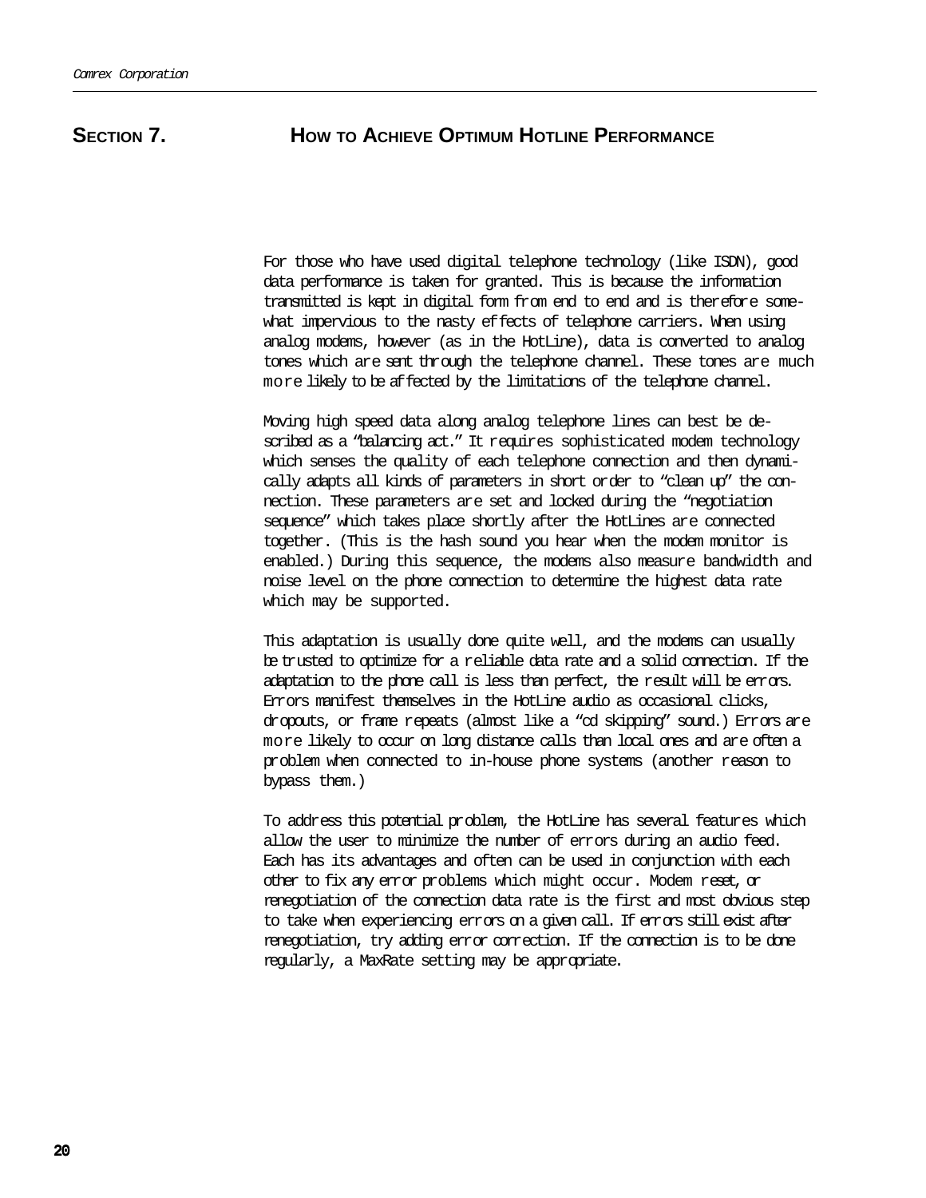## SECTION 7. HOW TO ACHIEVE OPTIMUM HOTLINE PERFORMANCE

For those who have used digital telephone technology (like ISDN), good data performance is taken for granted. This is because the information transmitted is kept in digital form from end to end and is therefore somewhat impervious to the nasty effects of telephone carriers. When using analog modems, however (as in the HotLine), data is converted to analog tones which are sent through the telephone channel. These tones are much more likely to be affected by the limitations of the telephone channel.

Moving high speed data along analog telephone lines can best be described as a "balancing act." It requires sophisticated modem technology which senses the quality of each telephone connection and then dynamically adapts all kinds of parameters in short order to "clean up" the connection. These parameters are set and locked during the "negotiation sequence" which takes place shortly after the HotLines are connected together. (This is the hash sound you hear when the modem monitor is enabled.) During this sequence, the modems also measure bandwidth and noise level on the phone connection to determine the highest data rate which may be supported.

This adaptation is usually done quite well, and the modems can usually be trusted to optimize for a reliable data rate and a solid connection. If the adaptation to the phone call is less than perfect, the result will be errors. Errors manifest themselves in the HotLine audio as occasional clicks, dropouts, or frame repeats (almost like a "cd skipping" sound.) Errors are more likely to occur on long distance calls than local ones and are often a problem when connected to in-house phone systems (another reason to bypass them.)

To address this potential problem, the HotLine has several features which allow the user to minimize the number of errors during an audio feed. Each has its advantages and often can be used in conjunction with each other to fix any error problems which might occur. Modem reset, or renegotiation of the connection data rate is the first and most obvious step to take when experiencing errors on a given call. If errors still exist after renegotiation, try adding error correction. If the connection is to be done regularly, a MaxRate setting may be appropriate.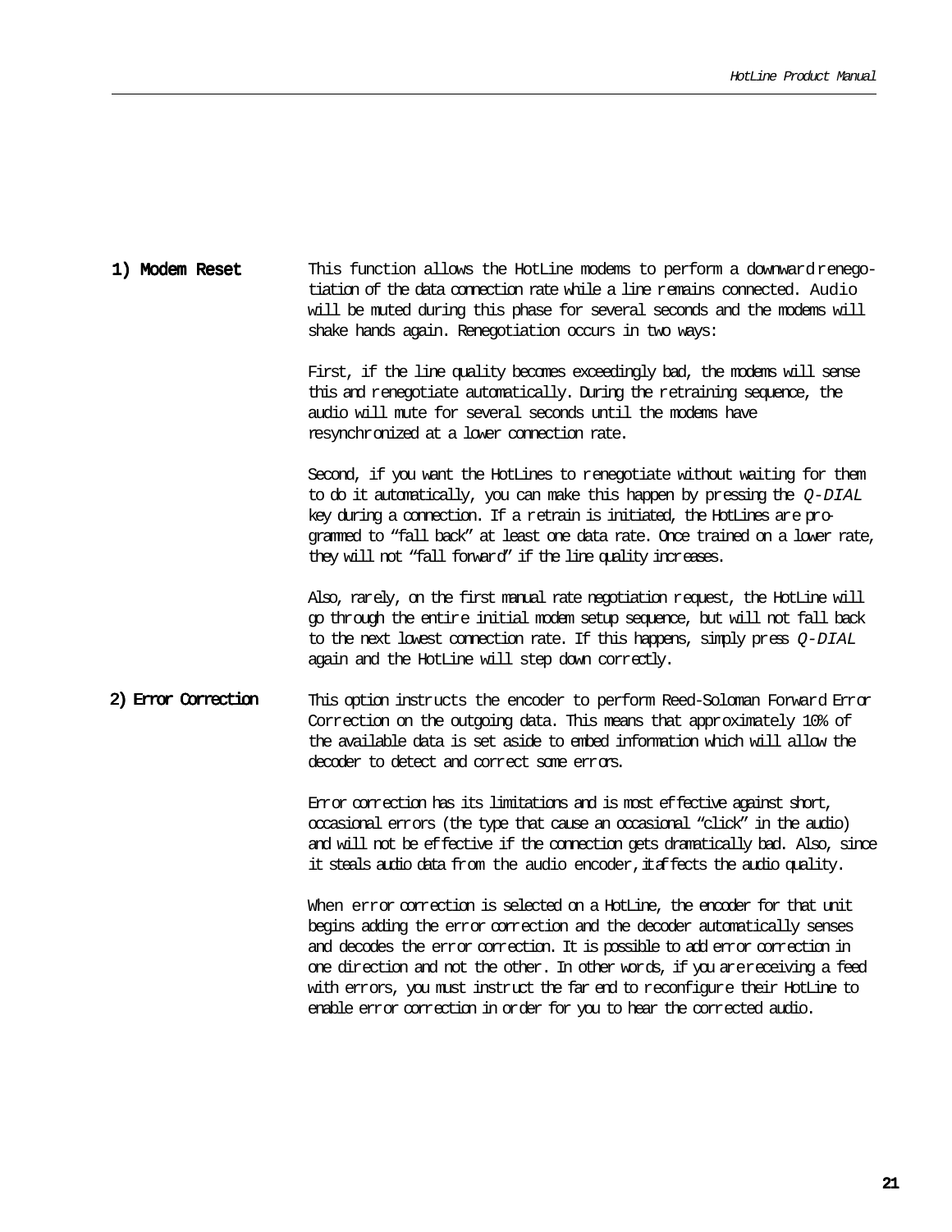**1) Modem Reset**

This function allows the HotLine modems to perform a downward renegotiation of the data connection rate while a line remains connected. Audio will be muted during this phase for several seconds and the modems will shake hands again. Renegotiation occurs in two ways:

First, if the line quality becomes exceedingly bad, the modems will sense this and renegotiate automatically. During the retraining sequence, the audio will mute for several seconds until the modems have resynchronized at a lower connection rate.

Second, if you want the HotLines to renegotiate without waiting for them to do it automatically, you can make this happen by pressing the *Q-DIAL* key during a connection. If a retrain is initiated, the HotLines are programmed to “fall back” at least one data rate. Once trained on a lower rate, they will not “fall forward” if the line quality increases.

Also, rarely, on the first manual rate negotiation request, the HotLine will go through the entire initial modem setup sequence, but will not fall back to the next lowest connection rate. If this happens, simply press *Q-DIAL* again and the HotLine will step down correctly.

**2) Error Correction**

This option instructs the encoder to perform Reed-Soloman Forward Error Correction on the outgoing data. This means that approximately 10% of the available data is set aside to embed information which will allow the decoder to detect and correct some errors.

Error correction has its limitations and is most effective against short, occasional errors (the type that cause an occasional “click” in the audio) and will not be effective if the connection gets dramatically bad. Also, since it steals audio data from the audio encoder, it affects the audio quality.

When error correction is selected on a HotLine, the encoder for that unit begins adding the error correction and the decoder automatically senses and decodes the error correction. It is possible to add error correction in one direction and not the other. In other words, if you are receiving a feed with errors, you must instruct the far end to reconfigure their HotLine to enable error correction in order for you to hear the corrected audio.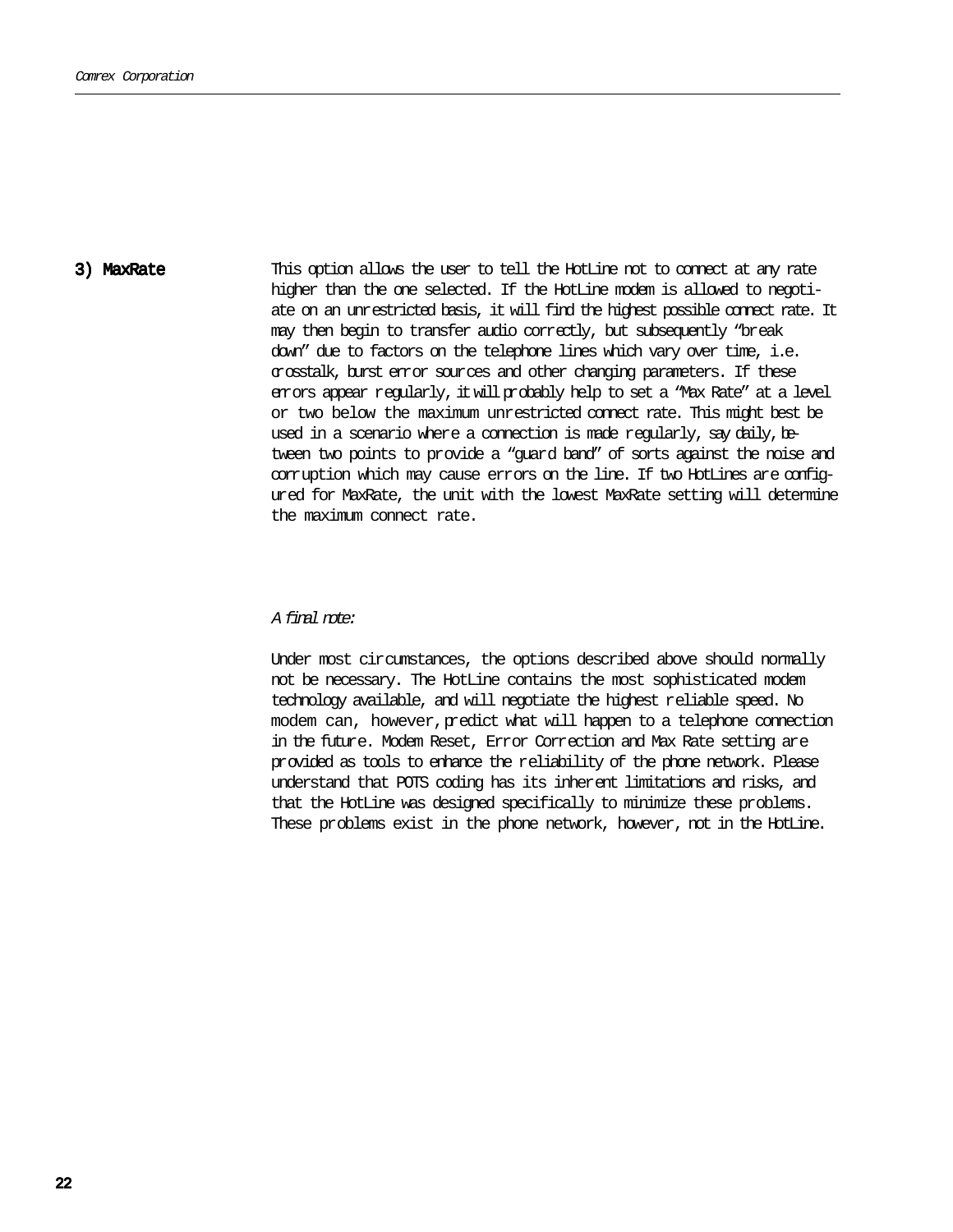### 3) MaxRate

This option allows the user to tell the HotLine not to connect at any rate higher than the one selected. If the HotLine modem is allowed to negotiate on an unrestricted basis, it will find the highest possible connect rate. It may then begin to transfer audio correctly, but subsequently "break down" due to factors on the telephone lines which vary over time, i.e. crosstalk, burst error sources and other changing parameters. If these errors appear regularly, it will probably help to set a "Max Rate" at a level or two below the maximum unrestricted connect rate. This might best be used in a scenario where a connection is made regularly, say daily, between two points to provide a "guard band" of sorts against the noise and corruption which may cause errors on the line. If two HotLines are configured for MaxRate, the unit with the lowest MaxRate setting will determine the maximum connect rate.

*A final note:*

Under most circumstances, the options described above should normally not be necessary. The HotLine contains the most sophisticated modem technology available, and will negotiate the highest reliable speed. No modem can, however, predict what will happen to a telephone connection in the future. Modem Reset, Error Correction and Max Rate setting are provided as tools to enhance the reliability of the phone network. Please understand that POTS coding has its inherent limitations and risks, and that the HotLine was designed specifically to minimize these problems. These problems exist in the phone network, however, not in the HotLine.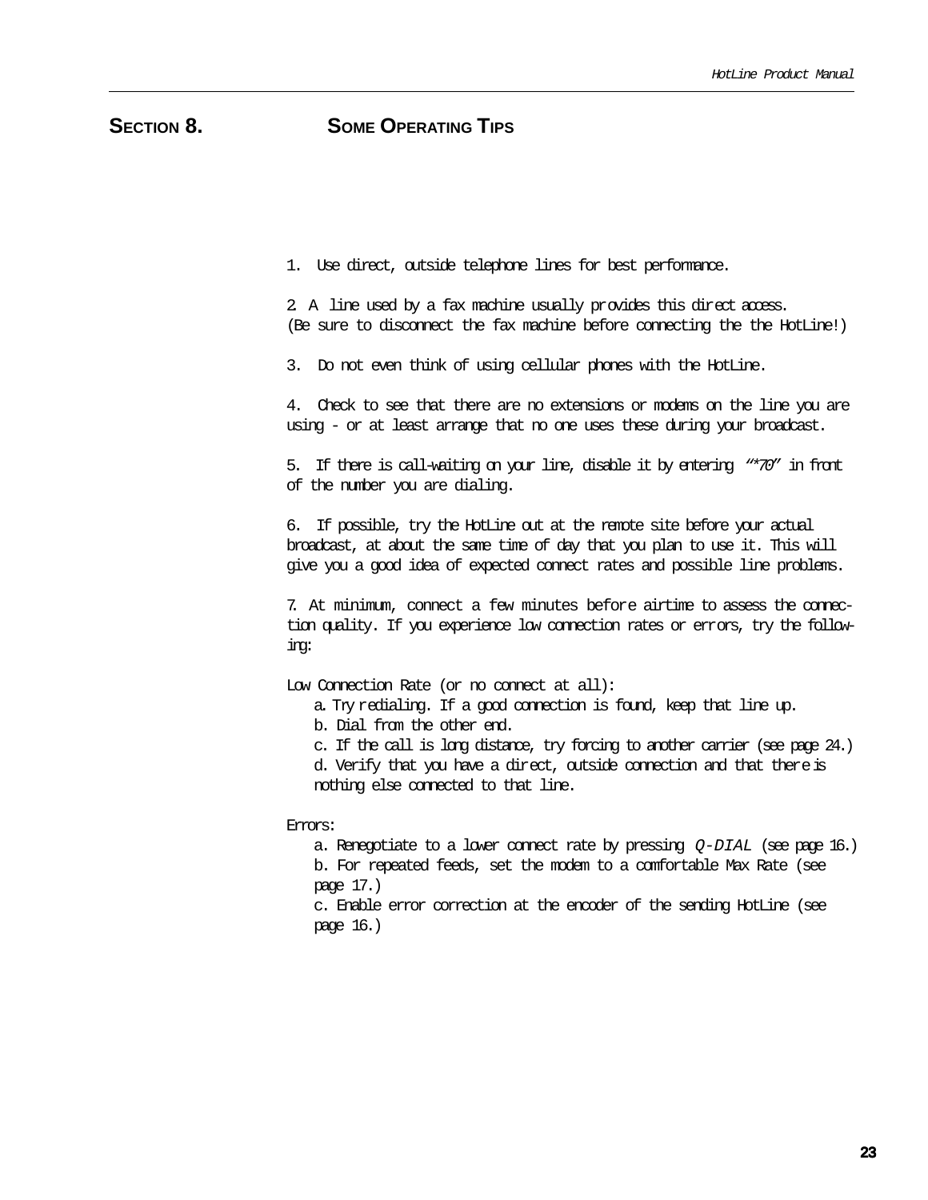## SECTION 8. SOME OPERATING TIPS

1. Use direct, outside telephone lines for best performance.

2. A line used by a fax machine usually provides this direct access. (Be sure to disconnect the fax machine before connecting the the HotLine!)

3. Do not even think of using cellular phones with the HotLine.

4. Check to see that there are no extensions or modems on the line you are using - or at least arrange that no one uses these during your broadcast.

5. If there is call-waiting on your line, disable it by entering *"*70"* in front of the number you are dialing.

6. If possible, try the HotLine out at the remote site before your actual broadcast, at about the same time of day that you plan to use it. This will give you a good idea of expected connect rates and possible line problems.

7. At minimum, connect a few minutes before airtime to assess the connection quality. If you experience low connection rates or errors, try the following:

Low Connection Rate (or no connect at all):

a. Try redialing. If a good connection is found, keep that line up.
b. Dial from the other end.
c. If the call is long distance, try forcing to another carrier (see page 24.)
d. Verify that you have a direct, outside connection and that there is nothing else connected to that line.

Errors:

a. Renegotiate to a lower connect rate by pressing *Q-DIAL* (see page 16.)
b. For repeated feeds, set the modem to a comfortable Max Rate (see page 17.)
c. Enable error correction at the encoder of the sending HotLine (see page 16.)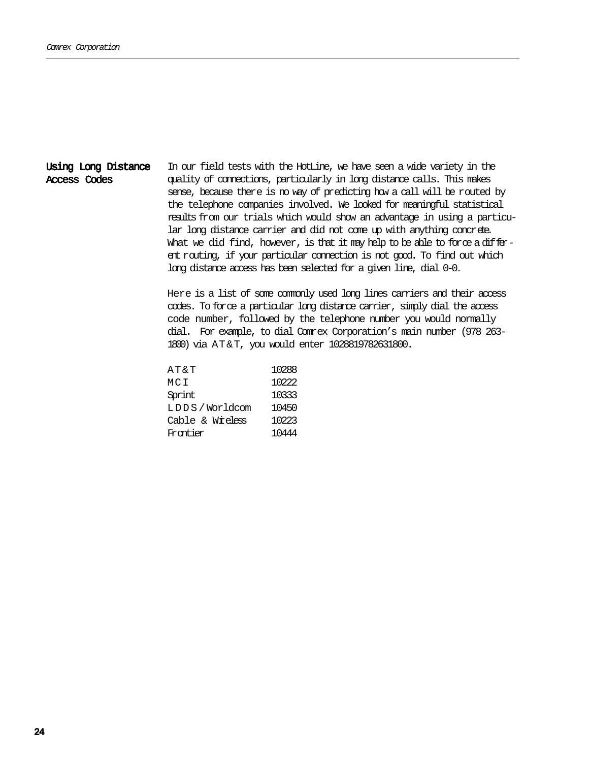## Using Long Distance Access Codes

In our field tests with the HotLine, we have seen a wide variety in the quality of connections, particularly in long distance calls. This makes sense, because there is no way of predicting how a call will be routed by the telephone companies involved. We looked for meaningful statistical results from our trials which would show an advantage in using a particular long distance carrier and did not come up with anything concrete. What we did find, however, is that it may help to be able to force a different routing, if your particular connection is not good. To find out which long distance access has been selected for a given line, dial 0-0.

Here is a list of some commonly used long lines carriers and their access codes. To force a particular long distance carrier, simply dial the access code number, followed by the telephone number you would normally dial. For example, to dial Comrex Corporation's main number (978 263-1800) via AT&T, you would enter 1028819782631800.

| | |
|---|---|
| AT&T | 10288 |
| MCI | 10222 |
| Sprint | 10333 |
| LDDS/Worldcom | 10450 |
| Cable & Wireless | 10223 |
| Frontier | 10444 |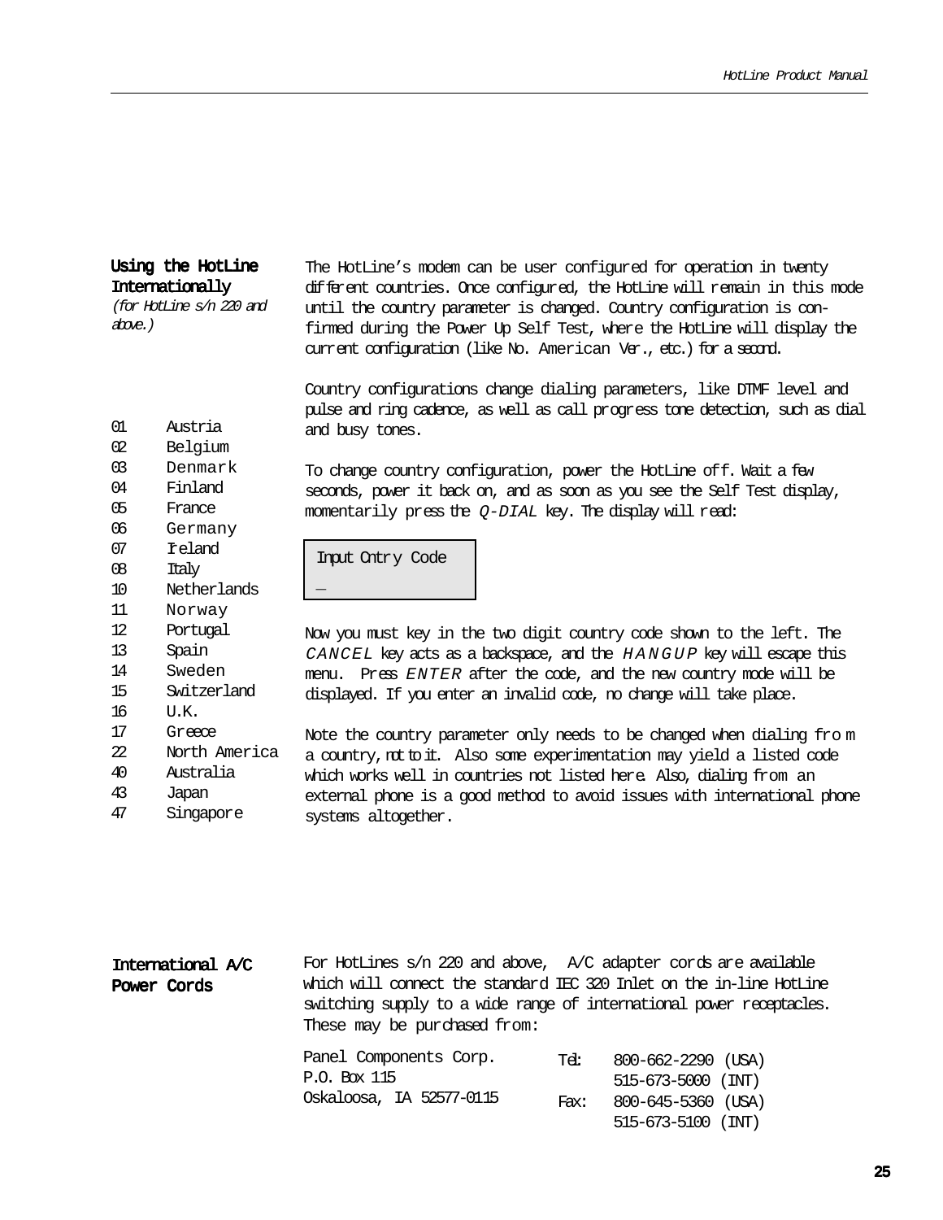## Using the HotLine Internationally

*(for HotLine s/n 220 and above.)*

The HotLine's modem can be user configured for operation in twenty different countries. Once configured, the HotLine will remain in this mode until the country parameter is changed. Country configuration is confirmed during the Power Up Self Test, where the HotLine will display the current configuration (like No. American Ver., etc.) for a second.

Country configurations change dialing parameters, like DTMF level and pulse and ring cadence, as well as call progress tone detection, such as dial and busy tones.

| Code | Country |
|---|---|
| 01 | Austria |
| 02 | Belgium |
| 03 | Denmark |
| 04 | Finland |
| 05 | France |
| 06 | Germany |
| 07 | Ireland |
| 08 | Italy |
| 10 | Netherlands |
| 11 | Norway |
| 12 | Portugal |
| 13 | Spain |
| 14 | Sweden |
| 15 | Switzerland |
| 16 | U.K. |
| 17 | Greece |
| 22 | North America |
| 40 | Australia |
| 43 | Japan |
| 47 | Singapore |

To change country configuration, power the HotLine off. Wait a few seconds, power it back on, and as soon as you see the Self Test display, momentarily press the *Q-DIAL* key. The display will read:

```
Input Cntry Code
_
```

Now you must key in the two digit country code shown to the left. The *CANCEL* key acts as a backspace, and the *HANGUP* key will escape this menu. Press *ENTER* after the code, and the new country mode will be displayed. If you enter an invalid code, no change will take place.

Note the country parameter only needs to be changed when dialing from a country, not to it. Also some experimentation may yield a listed code which works well in countries not listed here. Also, dialing from an external phone is a good method to avoid issues with international phone systems altogether.

## International A/C Power Cords

For HotLines s/n 220 and above, A/C adapter cords are available which will connect the standard IEC 320 Inlet on the in-line HotLine switching supply to a wide range of international power receptacles. These may be purchased from:

Panel Components Corp.
P.O. Box 115
Oskaloosa, IA 52577-0115

Tel: 800-662-2290 (USA)
515-673-5000 (INT)

Fax: 800-645-5360 (USA)
515-673-5100 (INT)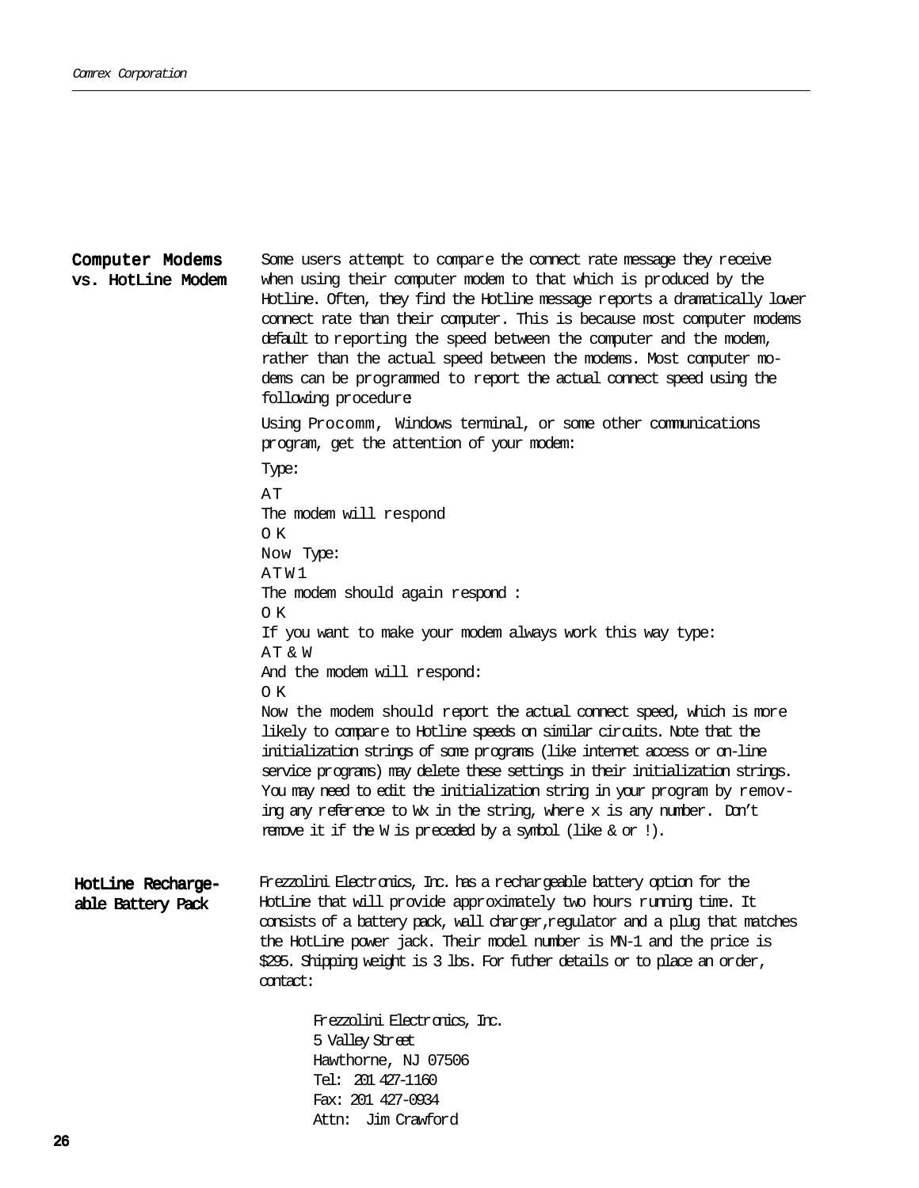## Computer Modems vs. HotLine Modem

Some users attempt to compare the connect rate message they receive when using their computer modem to that which is produced by the Hotline. Often, they find the Hotline message reports a dramatically lower connect rate than their computer. This is because most computer modems default to reporting the speed between the computer and the modem, rather than the actual speed between the modems. Most computer modems can be programmed to report the actual connect speed using the following procedure:

Using Procomm, Windows terminal, or some other communications program, get the attention of your modem:

Type:

AT

The modem will respond

OK

Now Type:

ATW1

The modem should again respond :

OK

If you want to make your modem always work this way type:

AT&W

And the modem will respond:

OK

Now the modem should report the actual connect speed, which is more likely to compare to Hotline speeds on similar circuits. Note that the initialization strings of some programs (like internet access or on-line service programs) may delete these settings in their initialization strings. You may need to edit the initialization string in your program by removing any reference to Wx in the string, where x is any number. Don't remove it if the W is preceded by a symbol (like & or !).

## HotLine Rechargeable Battery Pack

Frezzolini Electronics, Inc. has a rechargeable battery option for the HotLine that will provide approximately two hours running time. It consists of a battery pack, wall charger,regulator and a plug that matches the HotLine power jack. Their model number is MN-1 and the price is $295. Shipping weight is 3 lbs. For futher details or to place an order, contact:

Frezzolini Electronics, Inc.
5 Valley Street
Hawthorne, NJ 07506
Tel: 201 427-1160
Fax: 201 427-0934
Attn: Jim Crawford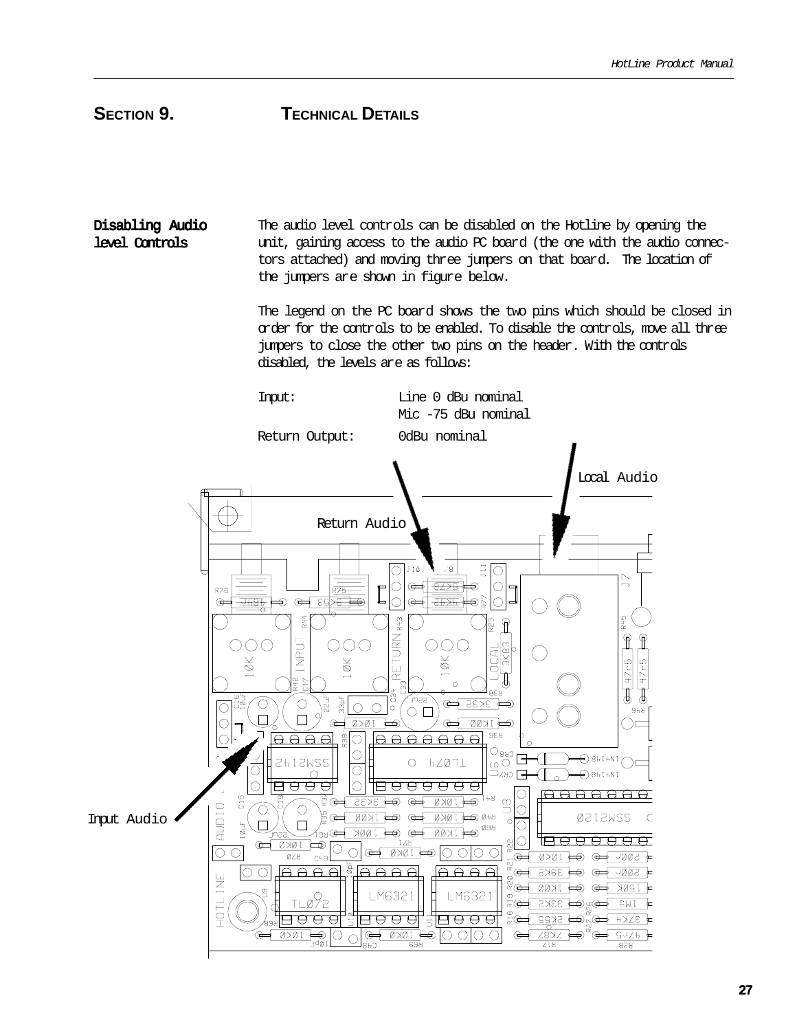## SECTION 9. TECHNICAL DETAILS

**Disabling Audio level Controls**

The audio level controls can be disabled on the Hotline by opening the unit, gaining access to the audio PC board (the one with the audio connectors attached) and moving three jumpers on that board. The location of the jumpers are shown in figure below.

The legend on the PC board shows the two pins which should be closed in order for the controls to be enabled. To disable the controls, move all three jumpers to close the other two pins on the header. With the controls disabled, the levels are as follows:

| | |
|---|---|
| Input: | Line 0 dBu nominal<br>Mic -75 dBu nominal |
| Return Output: | 0dBu nominal |

Local Audio

Return Audio

Input Audio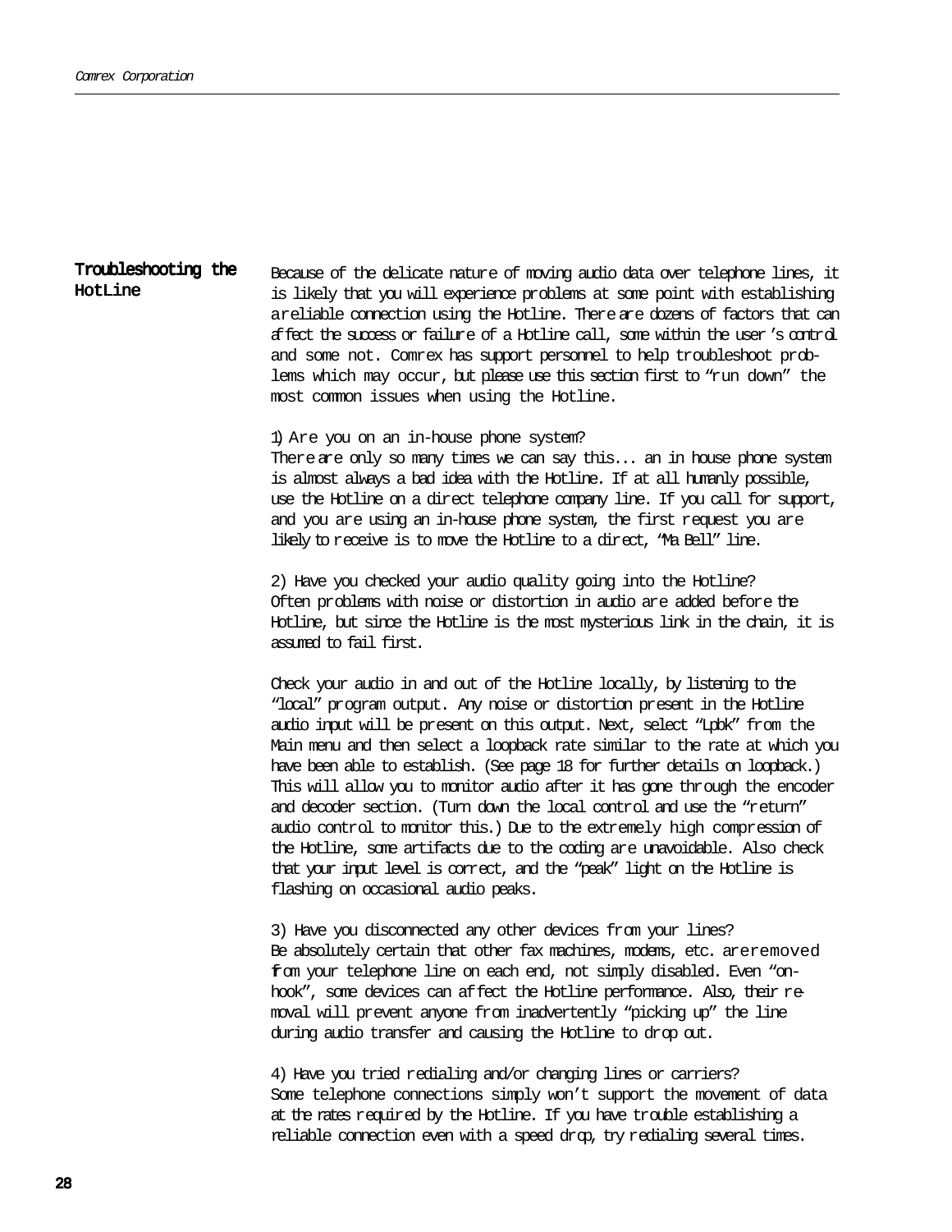## Troubleshooting the HotLine

Because of the delicate nature of moving audio data over telephone lines, it is likely that you will experience problems at some point with establishing a reliable connection using the Hotline. There are dozens of factors that can affect the success or failure of a Hotline call, some within the user's control and some not. Comrex has support personnel to help troubleshoot problems which may occur, but please use this section first to "run down" the most common issues when using the Hotline.

1) Are you on an in-house phone system?
There are only so many times we can say this... an in house phone system is almost always a bad idea with the Hotline. If at all humanly possible, use the Hotline on a direct telephone company line. If you call for support, and you are using an in-house phone system, the first request you are likely to receive is to move the Hotline to a direct, "Ma Bell" line.

2) Have you checked your audio quality going into the Hotline?
Often problems with noise or distortion in audio are added before the Hotline, but since the Hotline is the most mysterious link in the chain, it is assumed to fail first.

Check your audio in and out of the Hotline locally, by listening to the "local" program output. Any noise or distortion present in the Hotline audio input will be present on this output. Next, select "Lpbk" from the Main menu and then select a loopback rate similar to the rate at which you have been able to establish. (See page 18 for further details on loopback.) This will allow you to monitor audio after it has gone through the encoder and decoder section. (Turn down the local control and use the "return" audio control to monitor this.) Due to the extremely high compression of the Hotline, some artifacts due to the coding are unavoidable. Also check that your input level is correct, and the "peak" light on the Hotline is flashing on occasional audio peaks.

3) Have you disconnected any other devices from your lines?
Be absolutely certain that other fax machines, modems, etc. are removed from your telephone line on each end, not simply disabled. Even "on-hook", some devices can affect the Hotline performance. Also, their removal will prevent anyone from inadvertently "picking up" the line during audio transfer and causing the Hotline to drop out.

4) Have you tried redialing and/or changing lines or carriers?
Some telephone connections simply won't support the movement of data at the rates required by the Hotline. If you have trouble establishing a reliable connection even with a speed drop, try redialing several times.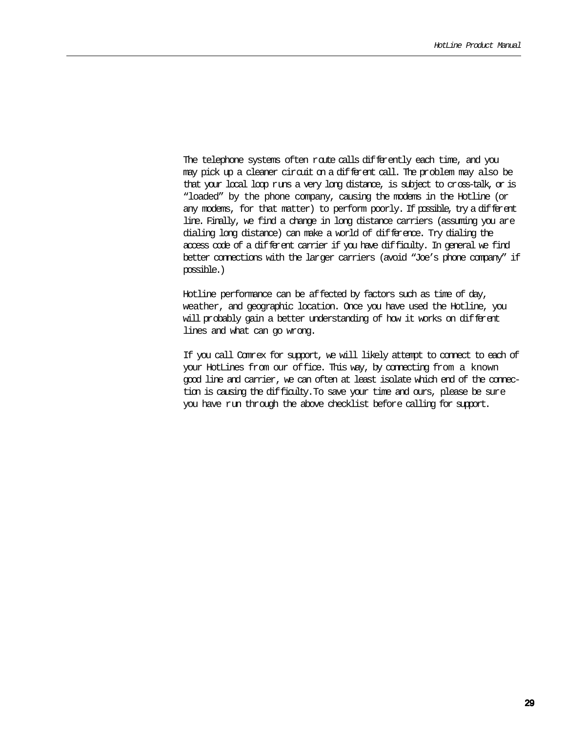The telephone systems often route calls differently each time, and you may pick up a cleaner circuit on a different call. The problem may also be that your local loop runs a very long distance, is subject to cross-talk, or is "loaded" by the phone company, causing the modems in the Hotline (or any modems, for that matter) to perform poorly. If possible, try a different line. Finally, we find a change in long distance carriers (assuming you are dialing long distance) can make a world of difference. Try dialing the access code of a different carrier if you have difficulty. In general we find better connections with the larger carriers (avoid "Joe's phone company" if possible.)

Hotline performance can be affected by factors such as time of day, weather, and geographic location. Once you have used the Hotline, you will probably gain a better understanding of how it works on different lines and what can go wrong.

If you call Comrex for support, we will likely attempt to connect to each of your HotLines from our office. This way, by connecting from a known good line and carrier, we can often at least isolate which end of the connection is causing the difficulty. To save your time and ours, please be sure you have run through the above checklist before calling for support.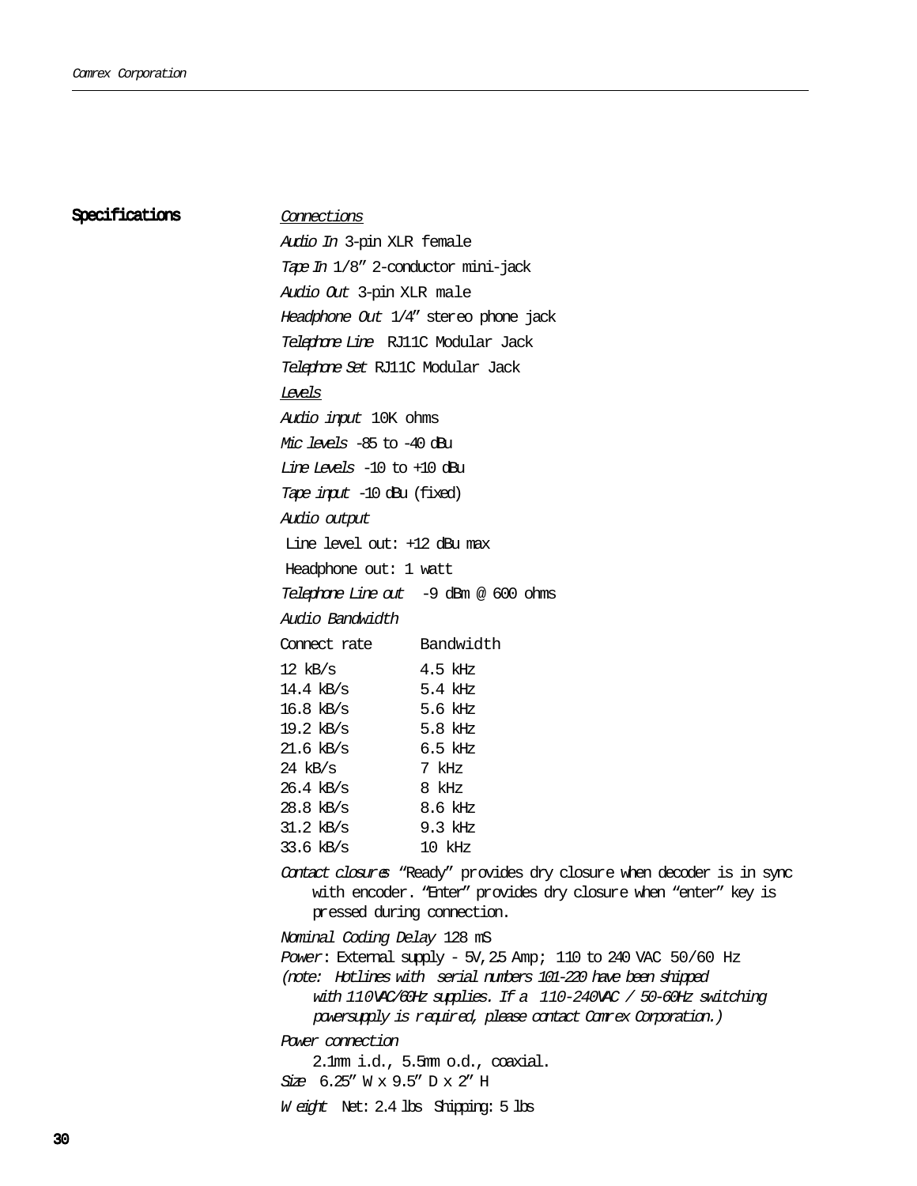## Specifications

<u>*Connections*</u>

*Audio In* 3-pin XLR female

*Tape In* 1/8" 2-conductor mini-jack

*Audio Out* 3-pin XLR male

*Headphone Out* 1/4" stereo phone jack

*Telephone Line* RJ11C Modular Jack

*Telephone Set* RJ11C Modular Jack

<u>*Levels*</u>

*Audio input* 10K ohms

*Mic levels* -85 to -40 dBu

*Line Levels* -10 to +10 dBu

*Tape input* -10 dBu (fixed)

*Audio output*

Line level out: +12 dBu max

Headphone out: 1 watt

*Telephone Line out* -9 dBm @ 600 ohms

*Audio Bandwidth*

| Connect rate | Bandwidth |
|---|---|
| 12 kB/s | 4.5 kHz |
| 14.4 kB/s | 5.4 kHz |
| 16.8 kB/s | 5.6 kHz |
| 19.2 kB/s | 5.8 kHz |
| 21.6 kB/s | 6.5 kHz |
| 24 kB/s | 7 kHz |
| 26.4 kB/s | 8 kHz |
| 28.8 kB/s | 8.6 kHz |
| 31.2 kB/s | 9.3 kHz |
| 33.6 kB/s | 10 kHz |

*Contact closures* "Ready" provides dry closure when decoder is in sync with encoder. "Enter" provides dry closure when "enter" key is pressed during connection.

*Nominal Coding Delay* 128 mS

*Power*: External supply - 5V, 2.5 Amp; 110 to 240 VAC 50/60 Hz

*(note: Hotlines with serial numbers 101-220 have been shipped with 110VAC/60Hz supplies. If a 110-240VAC / 50-60Hz switching powersupply is required, please contact Comrex Corporation.)*

*Power connection*

2.1mm i.d., 5.5mm o.d., coaxial.

*Size* 6.25" W x 9.5" D x 2" H

*Weight* Net: 2.4 lbs Shipping: 5 lbs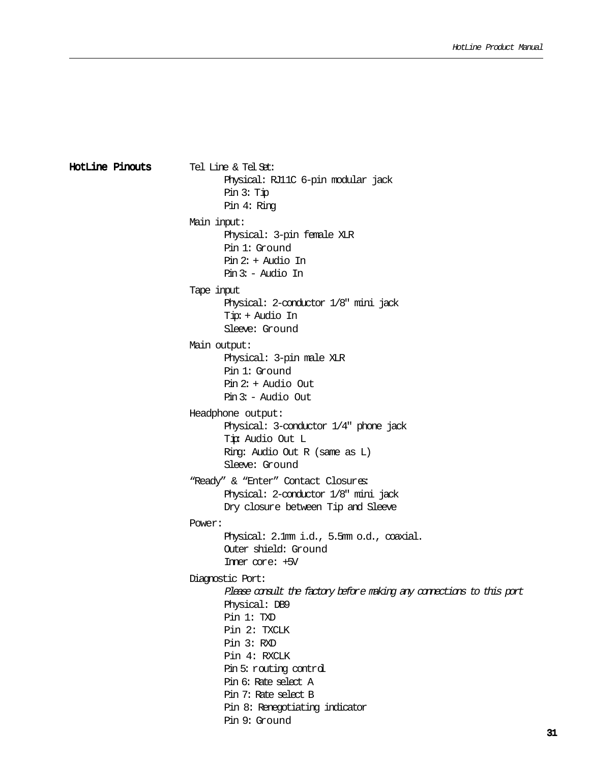## HotLine Pinouts

Tel Line & Tel Set:
- Physical: RJ11C 6-pin modular jack
- Pin 3: Tip
- Pin 4: Ring

Main input:
- Physical: 3-pin female XLR
- Pin 1: Ground
- Pin 2: + Audio In
- Pin 3: - Audio In

Tape input
- Physical: 2-conductor 1/8" mini jack
- Tip: + Audio In
- Sleeve: Ground

Main output:
- Physical: 3-pin male XLR
- Pin 1: Ground
- Pin 2: + Audio Out
- Pin 3: - Audio Out

Headphone output:
- Physical: 3-conductor 1/4" phone jack
- Tip: Audio Out L
- Ring: Audio Out R (same as L)
- Sleeve: Ground

“Ready” & “Enter” Contact Closures:
- Physical: 2-conductor 1/8" mini jack
- Dry closure between Tip and Sleeve

Power:
- Physical: 2.1mm i.d., 5.5mm o.d., coaxial.
- Outer shield: Ground
- Inner core: +5V

Diagnostic Port:
- *Please consult the factory before making any connections to this port*
- Physical: DB9
- Pin 1: TXD
- Pin 2: TXCLK
- Pin 3: RXD
- Pin 4: RXCLK
- Pin 5: routing control
- Pin 6: Rate select A
- Pin 7: Rate select B
- Pin 8: Renegotiating indicator
- Pin 9: Ground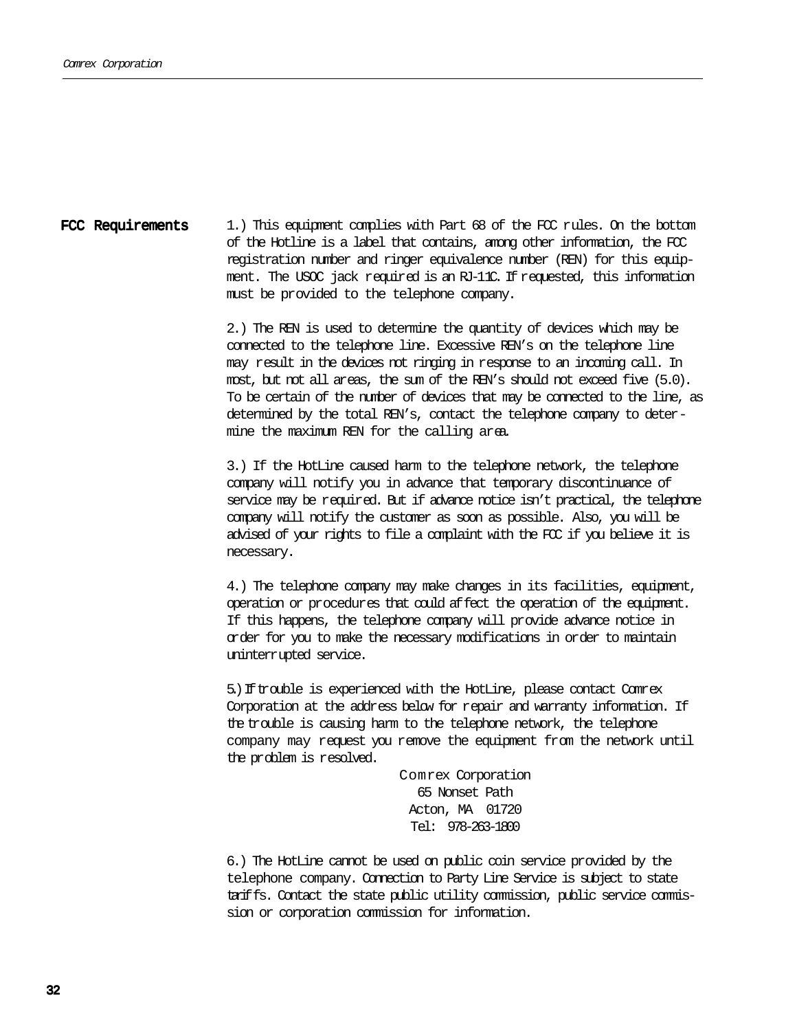## FCC Requirements

1.) This equipment complies with Part 68 of the FCC rules. On the bottom of the Hotline is a label that contains, among other information, the FCC registration number and ringer equivalence number (REN) for this equipment. The USOC jack required is an RJ-11C. If requested, this information must be provided to the telephone company.

2.) The REN is used to determine the quantity of devices which may be connected to the telephone line. Excessive REN's on the telephone line may result in the devices not ringing in response to an incoming call. In most, but not all areas, the sum of the REN's should not exceed five (5.0). To be certain of the number of devices that may be connected to the line, as determined by the total REN's, contact the telephone company to determine the maximum REN for the calling area.

3.) If the HotLine caused harm to the telephone network, the telephone company will notify you in advance that temporary discontinuance of service may be required. But if advance notice isn't practical, the telephone company will notify the customer as soon as possible. Also, you will be advised of your rights to file a complaint with the FCC if you believe it is necessary.

4.) The telephone company may make changes in its facilities, equipment, operation or procedures that could affect the operation of the equipment. If this happens, the telephone company will provide advance notice in order for you to make the necessary modifications in order to maintain uninterrupted service.

5.) If trouble is experienced with the HotLine, please contact Comrex Corporation at the address below for repair and warranty information. If the trouble is causing harm to the telephone network, the telephone company may request you remove the equipment from the network until the problem is resolved.

Comrex Corporation
65 Nonset Path
Acton, MA 01720
Tel: 978-263-1800

6.) The HotLine cannot be used on public coin service provided by the telephone company. Connection to Party Line Service is subject to state tariffs. Contact the state public utility commission, public service commission or corporation commission for information.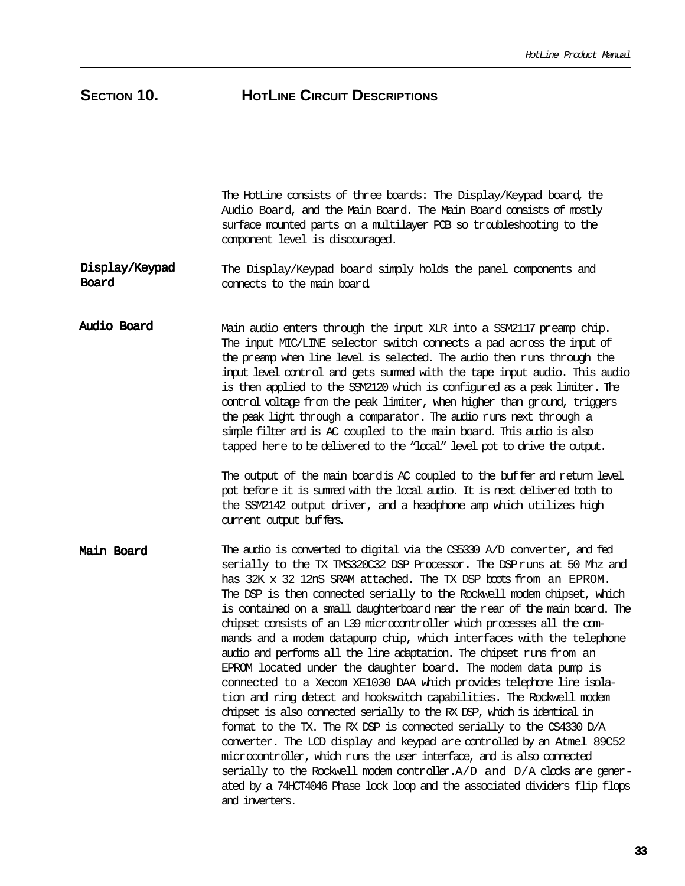# Section 10. HotLine Circuit Descriptions

The HotLine consists of three boards: The Display/Keypad board, the Audio Board, and the Main Board. The Main Board consists of mostly surface mounted parts on a multilayer PCB so troubleshooting to the component level is discouraged.

**Display/Keypad Board**

The Display/Keypad board simply holds the panel components and connects to the main board.

**Audio Board**

Main audio enters through the input XLR into a SSM2117 preamp chip. The input MIC/LINE selector switch connects a pad across the input of the preamp when line level is selected. The audio then runs through the input level control and gets summed with the tape input audio. This audio is then applied to the SSM2120 which is configured as a peak limiter. The control voltage from the peak limiter, when higher than ground, triggers the peak light through a comparator. The audio runs next through a simple filter and is AC coupled to the main board. This audio is also tapped here to be delivered to the “local” level pot to drive the output.

The output of the main board is AC coupled to the buffer and return level pot before it is summed with the local audio. It is next delivered both to the SSM2142 output driver, and a headphone amp which utilizes high current output buffers.

**Main Board**

The audio is converted to digital via the CS5330 A/D converter, and fed serially to the TX TMS320C32 DSP Processor. The DSP runs at 50 Mhz and has 32K x 32 12nS SRAM attached. The TX DSP boots from an EPROM. The DSP is then connected serially to the Rockwell modem chipset, which is contained on a small daughterboard near the rear of the main board. The chipset consists of an L39 microcontroller which processes all the commands and a modem datapump chip, which interfaces with the telephone audio and performs all the line adaptation. The chipset runs from an EPROM located under the daughter board. The modem data pump is connected to a Xecom XE1030 DAA which provides telephone line isolation and ring detect and hookswitch capabilities. The Rockwell modem chipset is also connected serially to the RX DSP, which is identical in format to the TX. The RX DSP is connected serially to the CS4330 D/A converter. The LCD display and keypad are controlled by an Atmel 89C52 microcontroller, which runs the user interface, and is also connected serially to the Rockwell modem controller. A/D and D/A clocks are generated by a 74HCT4046 Phase lock loop and the associated dividers flip flops and inverters.